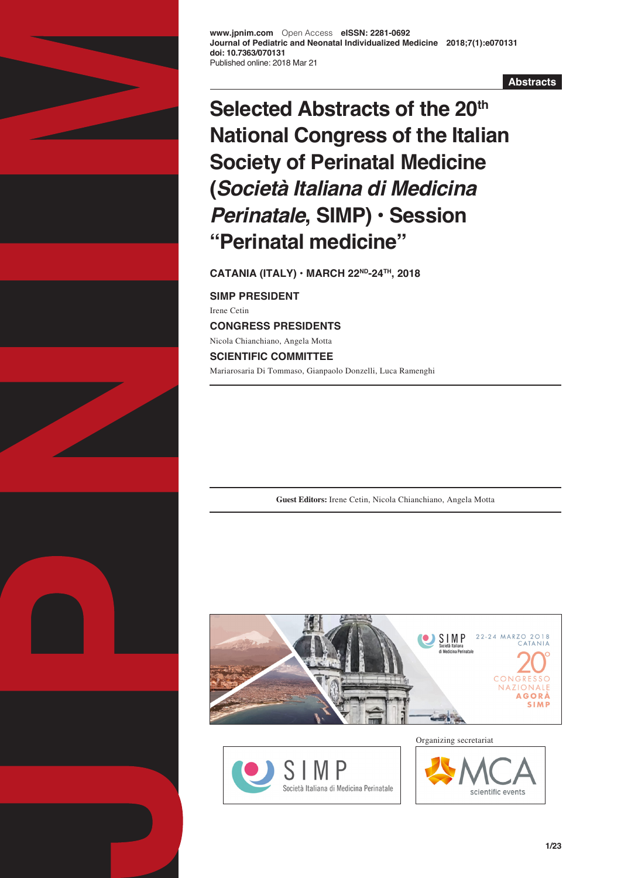www.jpnim.com Open Access eISSN: 2281-0692
Journal of Pediatric and Neonatal Individualized Medicine 2018;7(1):e070131
doi: 10.7363/070131
Published online: 2018 Mar 21

**Abstracts**

# Selected Abstracts of the 20th National Congress of the Italian Society of Perinatal Medicine (*Società Italiana di Medicina Perinatale*, SIMP) • Session "Perinatal medicine"

**CATANIA (ITALY) • MARCH 22ND-24TH, 2018**

**SIMP PRESIDENT**

Irene Cetin

**CONGRESS PRESIDENTS**

Nicola Chianchiano, Angela Motta

**SCIENTIFIC COMMITTEE**

Mariarosaria Di Tommaso, Gianpaolo Donzelli, Luca Ramenghi

**Guest Editors:** Irene Cetin, Nicola Chianchiano, Angela Motta

Organizing secretariat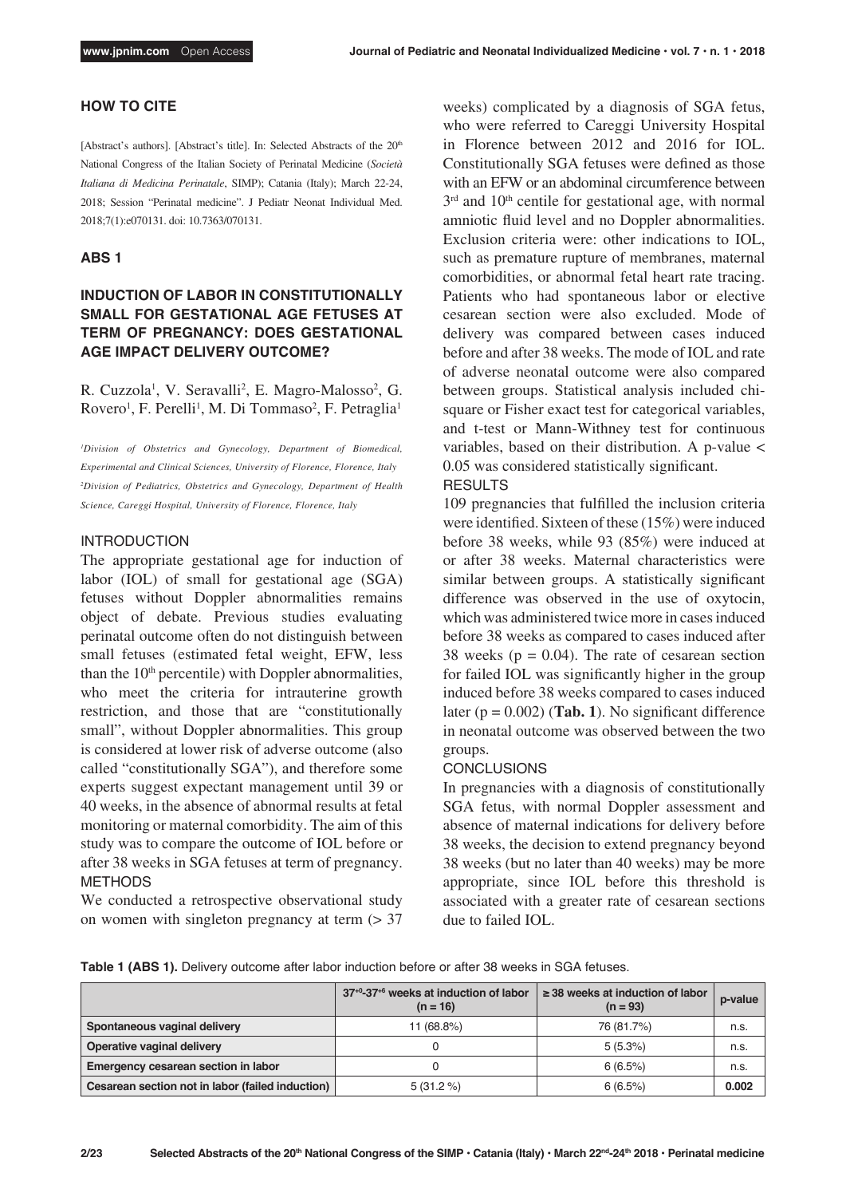## HOW TO CITE

[Abstract's authors]. [Abstract's title]. In: Selected Abstracts of the 20th National Congress of the Italian Society of Perinatal Medicine (*Società Italiana di Medicina Perinatale*, SIMP); Catania (Italy); March 22-24, 2018; Session "Perinatal medicine". J Pediatr Neonat Individual Med. 2018;7(1):e070131. doi: 10.7363/070131.

## ABS 1

### INDUCTION OF LABOR IN CONSTITUTIONALLY SMALL FOR GESTATIONAL AGE FETUSES AT TERM OF PREGNANCY: DOES GESTATIONAL AGE IMPACT DELIVERY OUTCOME?

R. Cuzzola[1], V. Seravalli[2], E. Magro-Malosso[2], G. Rovero[1], F. Perelli[1], M. Di Tommaso[2], F. Petraglia[1]

*[1]Division of Obstetrics and Gynecology, Department of Biomedical, Experimental and Clinical Sciences, University of Florence, Florence, Italy*
*[2]Division of Pediatrics, Obstetrics and Gynecology, Department of Health Science, Careggi Hospital, University of Florence, Florence, Italy*

#### INTRODUCTION

The appropriate gestational age for induction of labor (IOL) of small for gestational age (SGA) fetuses without Doppler abnormalities remains object of debate. Previous studies evaluating perinatal outcome often do not distinguish between small fetuses (estimated fetal weight, EFW, less than the 10th percentile) with Doppler abnormalities, who meet the criteria for intrauterine growth restriction, and those that are "constitutionally small", without Doppler abnormalities. This group is considered at lower risk of adverse outcome (also called "constitutionally SGA"), and therefore some experts suggest expectant management until 39 or 40 weeks, in the absence of abnormal results at fetal monitoring or maternal comorbidity. The aim of this study was to compare the outcome of IOL before or after 38 weeks in SGA fetuses at term of pregnancy.

#### METHODS

We conducted a retrospective observational study on women with singleton pregnancy at term (> 37 weeks) complicated by a diagnosis of SGA fetus, who were referred to Careggi University Hospital in Florence between 2012 and 2016 for IOL. Constitutionally SGA fetuses were defined as those with an EFW or an abdominal circumference between 3rd and 10th centile for gestational age, with normal amniotic fluid level and no Doppler abnormalities. Exclusion criteria were: other indications to IOL, such as premature rupture of membranes, maternal comorbidities, or abnormal fetal heart rate tracing. Patients who had spontaneous labor or elective cesarean section were also excluded. Mode of delivery was compared between cases induced before and after 38 weeks. The mode of IOL and rate of adverse neonatal outcome were also compared between groups. Statistical analysis included chi-square or Fisher exact test for categorical variables, and t-test or Mann-Withney test for continuous variables, based on their distribution. A p-value < 0.05 was considered statistically significant.

#### RESULTS

109 pregnancies that fulfilled the inclusion criteria were identified. Sixteen of these (15%) were induced before 38 weeks, while 93 (85%) were induced at or after 38 weeks. Maternal characteristics were similar between groups. A statistically significant difference was observed in the use of oxytocin, which was administered twice more in cases induced before 38 weeks as compared to cases induced after 38 weeks (p = 0.04). The rate of cesarean section for failed IOL was significantly higher in the group induced before 38 weeks compared to cases induced later (p = 0.002) (**Tab. 1**). No significant difference in neonatal outcome was observed between the two groups.

#### CONCLUSIONS

In pregnancies with a diagnosis of constitutionally SGA fetus, with normal Doppler assessment and absence of maternal indications for delivery before 38 weeks, the decision to extend pregnancy beyond 38 weeks (but no later than 40 weeks) may be more appropriate, since IOL before this threshold is associated with a greater rate of cesarean sections due to failed IOL.

**Table 1 (ABS 1).** Delivery outcome after labor induction before or after 38 weeks in SGA fetuses.

| | $37^{+0}$-$37^{+6}$ weeks at induction of labor (n = 16) | ≥ 38 weeks at induction of labor (n = 93) | p-value |
|---|---|---|---|
| **Spontaneous vaginal delivery** | 11 (68.8%) | 76 (81.7%) | n.s. |
| **Operative vaginal delivery** | 0 | 5 (5.3%) | n.s. |
| **Emergency cesarean section in labor** | 0 | 6 (6.5%) | n.s. |
| **Cesarean section not in labor (failed induction)** | 5 (31.2 %) | 6 (6.5%) | **0.002** |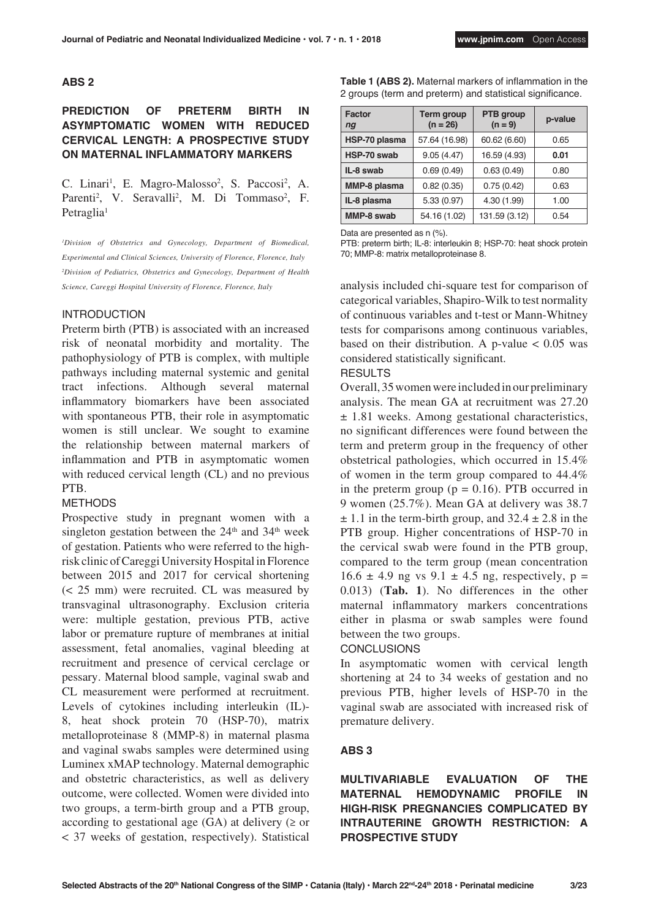## ABS 2

## PREDICTION OF PRETERM BIRTH IN ASYMPTOMATIC WOMEN WITH REDUCED CERVICAL LENGTH: A PROSPECTIVE STUDY ON MATERNAL INFLAMMATORY MARKERS

C. Linari[1], E. Magro-Malosso[2], S. Paccosi[2], A. Parenti[2], V. Seravalli[2], M. Di Tommaso[2], F. Petraglia[1]

*[1]Division of Obstetrics and Gynecology, Department of Biomedical, Experimental and Clinical Sciences, University of Florence, Florence, Italy*
*[2]Division of Pediatrics, Obstetrics and Gynecology, Department of Health Science, Careggi Hospital University of Florence, Florence, Italy*

### INTRODUCTION

Preterm birth (PTB) is associated with an increased risk of neonatal morbidity and mortality. The pathophysiology of PTB is complex, with multiple pathways including maternal systemic and genital tract infections. Although several maternal inflammatory biomarkers have been associated with spontaneous PTB, their role in asymptomatic women is still unclear. We sought to examine the relationship between maternal markers of inflammation and PTB in asymptomatic women with reduced cervical length (CL) and no previous PTB.

### METHODS

Prospective study in pregnant women with a singleton gestation between the 24[th] and 34[th] week of gestation. Patients who were referred to the high-risk clinic of Careggi University Hospital in Florence between 2015 and 2017 for cervical shortening (< 25 mm) were recruited. CL was measured by transvaginal ultrasonography. Exclusion criteria were: multiple gestation, previous PTB, active labor or premature rupture of membranes at initial assessment, fetal anomalies, vaginal bleeding at recruitment and presence of cervical cerclage or pessary. Maternal blood sample, vaginal swab and CL measurement were performed at recruitment. Levels of cytokines including interleukin (IL)-8, heat shock protein 70 (HSP-70), matrix metalloproteinase 8 (MMP-8) in maternal plasma and vaginal swabs samples were determined using Luminex xMAP technology. Maternal demographic and obstetric characteristics, as well as delivery outcome, were collected. Women were divided into two groups, a term-birth group and a PTB group, according to gestational age (GA) at delivery (≥ or < 37 weeks of gestation, respectively). Statistical analysis included chi-square test for comparison of categorical variables, Shapiro-Wilk to test normality of continuous variables and t-test or Mann-Whitney tests for comparisons among continuous variables, based on their distribution. A p-value < 0.05 was considered statistically significant.

**Table 1 (ABS 2).** Maternal markers of inflammation in the 2 groups (term and preterm) and statistical significance.

| Factor *ng* | Term group (n = 26) | PTB group (n = 9) | p-value |
|---|---|---|---|
| HSP-70 plasma | 57.64 (16.98) | 60.62 (6.60) | 0.65 |
| HSP-70 swab | 9.05 (4.47) | 16.59 (4.93) | **0.01** |
| IL-8 swab | 0.69 (0.49) | 0.63 (0.49) | 0.80 |
| MMP-8 plasma | 0.82 (0.35) | 0.75 (0.42) | 0.63 |
| IL-8 plasma | 5.33 (0.97) | 4.30 (1.99) | 1.00 |
| MMP-8 swab | 54.16 (1.02) | 131.59 (3.12) | 0.54 |

Data are presented as n (%).
PTB: preterm birth; IL-8: interleukin 8; HSP-70: heat shock protein 70; MMP-8: matrix metalloproteinase 8.

### RESULTS

Overall, 35 women were included in our preliminary analysis. The mean GA at recruitment was 27.20 ± 1.81 weeks. Among gestational characteristics, no significant differences were found between the term and preterm group in the frequency of other obstetrical pathologies, which occurred in 15.4% of women in the term group compared to 44.4% in the preterm group (p = 0.16). PTB occurred in 9 women (25.7%). Mean GA at delivery was 38.7 ± 1.1 in the term-birth group, and 32.4 ± 2.8 in the PTB group. Higher concentrations of HSP-70 in the cervical swab were found in the PTB group, compared to the term group (mean concentration 16.6 ± 4.9 ng vs 9.1 ± 4.5 ng, respectively, p = 0.013) (**Tab. 1**). No differences in the other maternal inflammatory markers concentrations either in plasma or swab samples were found between the two groups.

### CONCLUSIONS

In asymptomatic women with cervical length shortening at 24 to 34 weeks of gestation and no previous PTB, higher levels of HSP-70 in the vaginal swab are associated with increased risk of premature delivery.

## ABS 3

## MULTIVARIABLE EVALUATION OF THE MATERNAL HEMODYNAMIC PROFILE IN HIGH-RISK PREGNANCIES COMPLICATED BY INTRAUTERINE GROWTH RESTRICTION: A PROSPECTIVE STUDY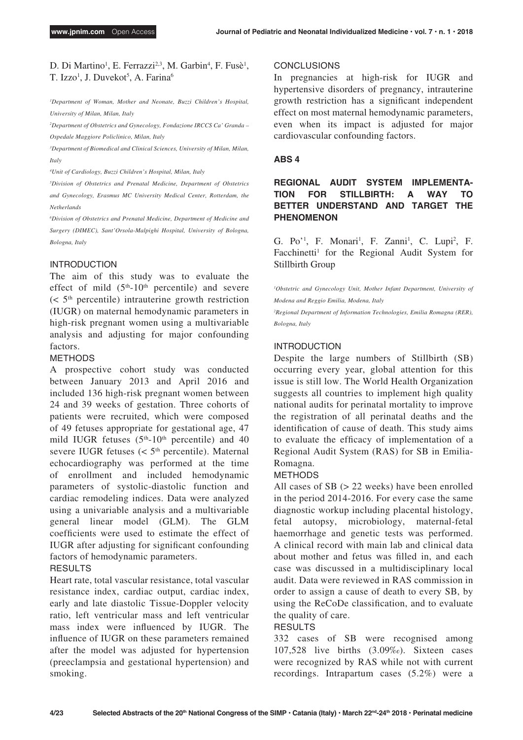D. Di Martino[1], E. Ferrazzi[2,3], M. Garbin[4], F. Fusè[1], T. Izzo[1], J. Duvekot[5], A. Farina[6]

*[1]Department of Woman, Mother and Neonate, Buzzi Children's Hospital, University of Milan, Milan, Italy*

*[2]Department of Obstetrics and Gynecology, Fondazione IRCCS Ca' Granda – Ospedale Maggiore Policlinico, Milan, Italy*

*[3]Department of Biomedical and Clinical Sciences, University of Milan, Milan, Italy*

*[4]Unit of Cardiology, Buzzi Children's Hospital, Milan, Italy*

*[5]Division of Obstetrics and Prenatal Medicine, Department of Obstetrics and Gynecology, Erasmus MC University Medical Center, Rotterdam, the Netherlands*

*[6]Division of Obstetrics and Prenatal Medicine, Department of Medicine and Surgery (DIMEC), Sant'Orsola-Malpighi Hospital, University of Bologna, Bologna, Italy*

#### INTRODUCTION

The aim of this study was to evaluate the effect of mild ($5^{th}$-$10^{th}$ percentile) and severe ($< 5^{th}$ percentile) intrauterine growth restriction (IUGR) on maternal hemodynamic parameters in high-risk pregnant women using a multivariable analysis and adjusting for major confounding factors.

#### METHODS

A prospective cohort study was conducted between January 2013 and April 2016 and included 136 high-risk pregnant women between 24 and 39 weeks of gestation. Three cohorts of patients were recruited, which were composed of 49 fetuses appropriate for gestational age, 47 mild IUGR fetuses ($5^{th}$-$10^{th}$ percentile) and 40 severe IUGR fetuses ($< 5^{th}$ percentile). Maternal echocardiography was performed at the time of enrollment and included hemodynamic parameters of systolic-diastolic function and cardiac remodeling indices. Data were analyzed using a univariable analysis and a multivariable general linear model (GLM). The GLM coefficients were used to estimate the effect of IUGR after adjusting for significant confounding factors of hemodynamic parameters.

#### RESULTS

Heart rate, total vascular resistance, total vascular resistance index, cardiac output, cardiac index, early and late diastolic Tissue-Doppler velocity ratio, left ventricular mass and left ventricular mass index were influenced by IUGR. The influence of IUGR on these parameters remained after the model was adjusted for hypertension (preeclampsia and gestational hypertension) and smoking.

#### CONCLUSIONS

In pregnancies at high-risk for IUGR and hypertensive disorders of pregnancy, intrauterine growth restriction has a significant independent effect on most maternal hemodynamic parameters, even when its impact is adjusted for major cardiovascular confounding factors.

## ABS 4

### REGIONAL AUDIT SYSTEM IMPLEMENTATION FOR STILLBIRTH: A WAY TO BETTER UNDERSTAND AND TARGET THE PHENOMENON

G. Po'[1], F. Monari[1], F. Zanni[1], C. Lupi[2], F. Facchinetti[1] for the Regional Audit System for Stillbirth Group

*[1]Obstetric and Gynecology Unit, Mother Infant Department, University of Modena and Reggio Emilia, Modena, Italy*

*[2]Regional Department of Information Technologies, Emilia Romagna (RER), Bologna, Italy*

#### INTRODUCTION

Despite the large numbers of Stillbirth (SB) occurring every year, global attention for this issue is still low. The World Health Organization suggests all countries to implement high quality national audits for perinatal mortality to improve the registration of all perinatal deaths and the identification of cause of death. This study aims to evaluate the efficacy of implementation of a Regional Audit System (RAS) for SB in Emilia-Romagna.

#### METHODS

All cases of SB (> 22 weeks) have been enrolled in the period 2014-2016. For every case the same diagnostic workup including placental histology, fetal autopsy, microbiology, maternal-fetal haemorrhage and genetic tests was performed. A clinical record with main lab and clinical data about mother and fetus was filled in, and each case was discussed in a multidisciplinary local audit. Data were reviewed in RAS commission in order to assign a cause of death to every SB, by using the ReCoDe classification, and to evaluate the quality of care.

#### RESULTS

332 cases of SB were recognised among 107,528 live births (3.09‰). Sixteen cases were recognized by RAS while not with current recordings. Intrapartum cases (5.2%) were a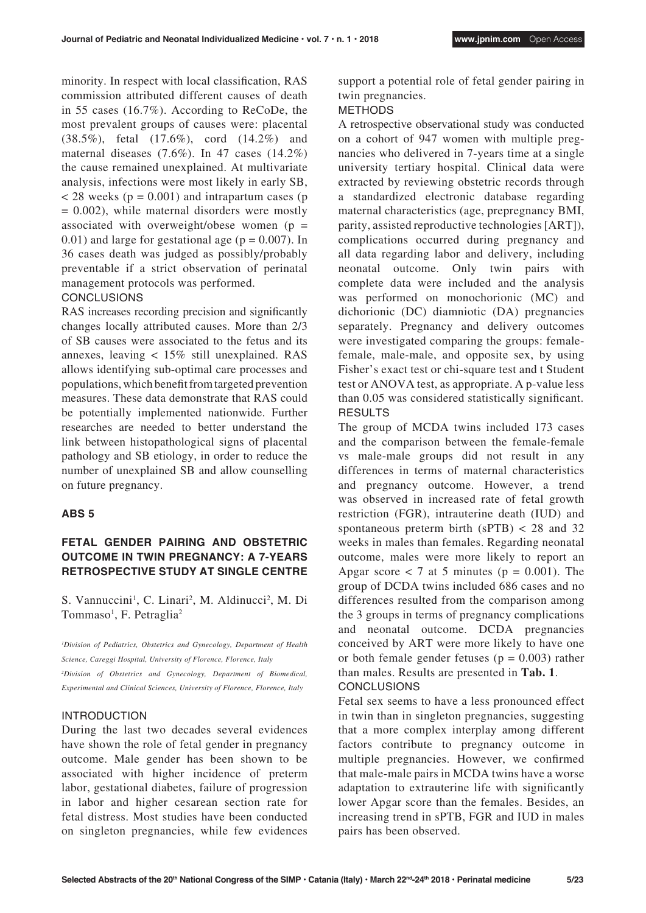minority. In respect with local classification, RAS commission attributed different causes of death in 55 cases (16.7%). According to ReCoDe, the most prevalent groups of causes were: placental (38.5%), fetal (17.6%), cord (14.2%) and maternal diseases (7.6%). In 47 cases (14.2%) the cause remained unexplained. At multivariate analysis, infections were most likely in early SB, $< 28$ weeks ($p = 0.001$) and intrapartum cases ($p = 0.002$), while maternal disorders were mostly associated with overweight/obese women ($p = 0.01$) and large for gestational age ($p = 0.007$). In 36 cases death was judged as possibly/probably preventable if a strict observation of perinatal management protocols was performed.

### CONCLUSIONS

RAS increases recording precision and significantly changes locally attributed causes. More than 2/3 of SB causes were associated to the fetus and its annexes, leaving < 15% still unexplained. RAS allows identifying sub-optimal care processes and populations, which benefit from targeted prevention measures. These data demonstrate that RAS could be potentially implemented nationwide. Further researches are needed to better understand the link between histopathological signs of placental pathology and SB etiology, in order to reduce the number of unexplained SB and allow counselling on future pregnancy.

## ABS 5

## FETAL GENDER PAIRING AND OBSTETRIC OUTCOME IN TWIN PREGNANCY: A 7-YEARS RETROSPECTIVE STUDY AT SINGLE CENTRE

S. Vannuccini[1], C. Linari[2], M. Aldinucci[2], M. Di Tommaso[1], F. Petraglia[2]

*[1]Division of Pediatrics, Obstetrics and Gynecology, Department of Health Science, Careggi Hospital, University of Florence, Florence, Italy*

*[2]Division of Obstetrics and Gynecology, Department of Biomedical, Experimental and Clinical Sciences, University of Florence, Florence, Italy*

### INTRODUCTION

During the last two decades several evidences have shown the role of fetal gender in pregnancy outcome. Male gender has been shown to be associated with higher incidence of preterm labor, gestational diabetes, failure of progression in labor and higher cesarean section rate for fetal distress. Most studies have been conducted on singleton pregnancies, while few evidences support a potential role of fetal gender pairing in twin pregnancies.

### METHODS

A retrospective observational study was conducted on a cohort of 947 women with multiple pregnancies who delivered in 7-years time at a single university tertiary hospital. Clinical data were extracted by reviewing obstetric records through a standardized electronic database regarding maternal characteristics (age, prepregnancy BMI, parity, assisted reproductive technologies [ART]), complications occurred during pregnancy and all data regarding labor and delivery, including neonatal outcome. Only twin pairs with complete data were included and the analysis was performed on monochorionic (MC) and dichorionic (DC) diamniotic (DA) pregnancies separately. Pregnancy and delivery outcomes were investigated comparing the groups: female-female, male-male, and opposite sex, by using Fisher's exact test or chi-square test and t Student test or ANOVA test, as appropriate. A p-value less than 0.05 was considered statistically significant.

### RESULTS

The group of MCDA twins included 173 cases and the comparison between the female-female vs male-male groups did not result in any differences in terms of maternal characteristics and pregnancy outcome. However, a trend was observed in increased rate of fetal growth restriction (FGR), intrauterine death (IUD) and spontaneous preterm birth (sPTB) < 28 and 32 weeks in males than females. Regarding neonatal outcome, males were more likely to report an Apgar score < 7 at 5 minutes ($p = 0.001$). The group of DCDA twins included 686 cases and no differences resulted from the comparison among the 3 groups in terms of pregnancy complications and neonatal outcome. DCDA pregnancies conceived by ART were more likely to have one or both female gender fetuses ($p = 0.003$) rather than males. Results are presented in **Tab. 1**.

### CONCLUSIONS

Fetal sex seems to have a less pronounced effect in twin than in singleton pregnancies, suggesting that a more complex interplay among different factors contribute to pregnancy outcome in multiple pregnancies. However, we confirmed that male-male pairs in MCDA twins have a worse adaptation to extrauterine life with significantly lower Apgar score than the females. Besides, an increasing trend in sPTB, FGR and IUD in males pairs has been observed.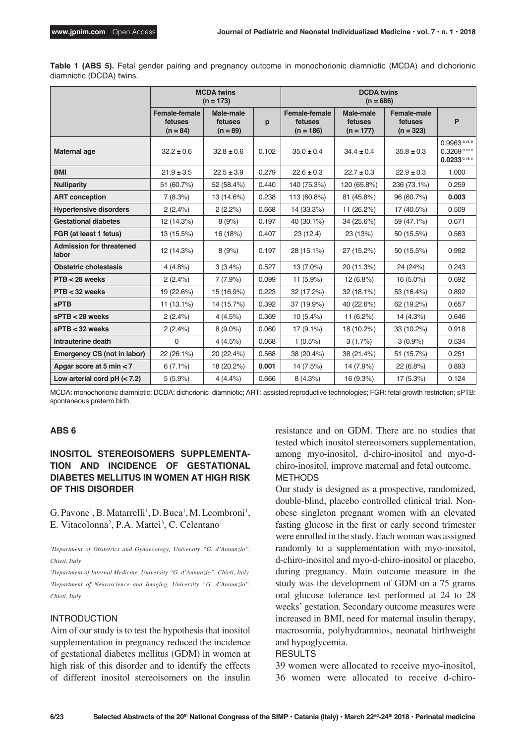**Table 1 (ABS 5).** Fetal gender pairing and pregnancy outcome in monochorionic diamniotic (MCDA) and dichorionic diamniotic (DCDA) twins.

| | MCDA twins (n = 173) | | | DCDA twins (n = 686) | | | |
|---|---|---|---|---|---|---|---|
| | Female-female fetuses (n = 84) | Male-male fetuses (n = 89) | p | Female-female fetuses (n = 186) | Male-male fetuses (n = 177) | Female-male fetuses (n = 323) | P |
| **Maternal age** | 32.2 ± 0.6 | 32.8 ± 0.6 | 0.102 | 35.0 ± 0.4 | 34.4 ± 0.4 | 35.8 ± 0.3 | 0.9963 [a vs b] 0.3269 [a vs c] **0.0233** [b vs c] |
| **BMI** | 21.9 ± 3.5 | 22.5 ± 3.9 | 0.279 | 22.6 ± 0.3 | 22.7 ± 0.3 | 22.9 ± 0.3 | 1.000 |
| **Nulliparity** | 51 (60.7%) | 52 (58.4%) | 0.440 | 140 (75.3%) | 120 (65.8%) | 236 (73.1%) | 0.259 |
| **ART conception** | 7 (8.3%) | 13 (14.6%) | 0.238 | 113 (60.8%) | 81 (45.8%) | 96 (60.7%) | **0.003** |
| **Hypertensive disorders** | 2 (2.4%) | 2 (2.2%) | 0.668 | 14 (33.3%) | 11 (26.2%) | 17 (40.5%) | 0.509 |
| **Gestational diabetes** | 12 (14.3%) | 8 (9%) | 0.197 | 40 (30.1%) | 34 (25.6%) | 59 (47.1%) | 0.671 |
| **FGR (at least 1 fetus)** | 13 (15.5%) | 16 (18%) | 0.407 | 23 (12.4) | 23 (13%) | 50 (15.5%) | 0.563 |
| **Admission for threatened labor** | 12 (14.3%) | 8 (9%) | 0.197 | 28 (15.1%) | 27 (15.2%) | 50 (15.5%) | 0.992 |
| **Obstetric cholestasis** | 4 (4.8%) | 3 (3.4%) | 0.527 | 13 (7.0%) | 20 (11.3%) | 24 (24%) | 0.243 |
| **PTB < 28 weeks** | 2 (2.4%) | 7 (7.9%) | 0.099 | 11 (5.9%) | 12 (6.8%) | 16 (5.0%) | 0.692 |
| **PTB < 32 weeks** | 19 (22.6%) | 15 (16.9%) | 0.223 | 32 (17.2%) | 32 (18.1%) | 53 (16.4%) | 0.892 |
| **sPTB** | 11 (13.1%) | 14 (15.7%) | 0.392 | 37 (19.9%) | 40 (22.6%) | 62 (19.2%) | 0.657 |
| **sPTB < 28 weeks** | 2 (2.4%) | 4 (4.5%) | 0.369 | 10 (5.4%) | 11 (6.2%) | 14 (4.3%) | 0.646 |
| **sPTB < 32 weeks** | 2 (2.4%) | 8 (9.0%) | 0.060 | 17 (9.1%) | 18 (10.2%) | 33 (10.2%) | 0.918 |
| **Intrauterine death** | 0 | 4 (4.5%) | 0.068 | 1 (0.5%) | 3 (1.7%) | 3 (0.9%) | 0.534 |
| **Emergency CS (not in labor)** | 22 (26.1%) | 20 (22.4%) | 0.568 | 38 (20.4%) | 38 (21.4%) | 51 (15.7%) | 0.251 |
| **Apgar score at 5 min < 7** | 6 (7.1%) | 18 (20.2%) | **0.001** | 14 (7.5%) | 14 (7.9%) | 22 (6.8%) | 0.893 |
| **Low arterial cord pH (< 7.2)** | 5 (5.9%) | 4 (4.4%) | 0.666 | 8 (4.3%) | 16 (9.3%) | 17 (5.3%) | 0.124 |

MCDA: monochorionic diamniotic; DCDA: dichorionic diamniotic; ART: assisted reproductive technologies; FGR: fetal growth restriction; sPTB: spontaneous preterm birth.

## ABS 6

### INOSITOL STEREOISOMERS SUPPLEMENTATION AND INCIDENCE OF GESTATIONAL DIABETES MELLITUS IN WOMEN AT HIGH RISK OF THIS DISORDER

G. Pavone[1], B. Matarrelli[1], D. Buca[1], M. Leombroni[1], E. Vitacolonna[2], P.A. Mattei[3], C. Celentano[1]

[1]*Department of Obstetrics and Gynaecology, University "G. d'Annunzio", Chieti, Italy*

[2]*Department of Internal Medicine, University "G. d'Annunzio", Chieti, Italy*

[3]*Department of Neuroscience and Imaging, University "G. d'Annunzio", Chieti, Italy*

#### INTRODUCTION

Aim of our study is to test the hypothesis that inositol supplementation in pregnancy reduced the incidence of gestational diabetes mellitus (GDM) in women at high risk of this disorder and to identify the effects of different inositol stereoisomers on the insulin resistance and on GDM. There are no studies that tested which inositol stereoisomers supplementation, among myo-inositol, d-chiro-inositol and myo-d-chiro-inositol, improve maternal and fetal outcome.

#### METHODS

Our study is designed as a prospective, randomized, double-blind, placebo controlled clinical trial. Non-obese singleton pregnant women with an elevated fasting glucose in the first or early second trimester were enrolled in the study. Each woman was assigned randomly to a supplementation with myo-inositol, d-chiro-inositol and myo-d-chiro-inositol or placebo, during pregnancy. Main outcome measure in the study was the development of GDM on a 75 grams oral glucose tolerance test performed at 24 to 28 weeks' gestation. Secondary outcome measures were increased in BMI, need for maternal insulin therapy, macrosomia, polyhydramnios, neonatal birthweight and hypoglycemia.

#### RESULTS

39 women were allocated to receive myo-inositol, 36 women were allocated to receive d-chiro-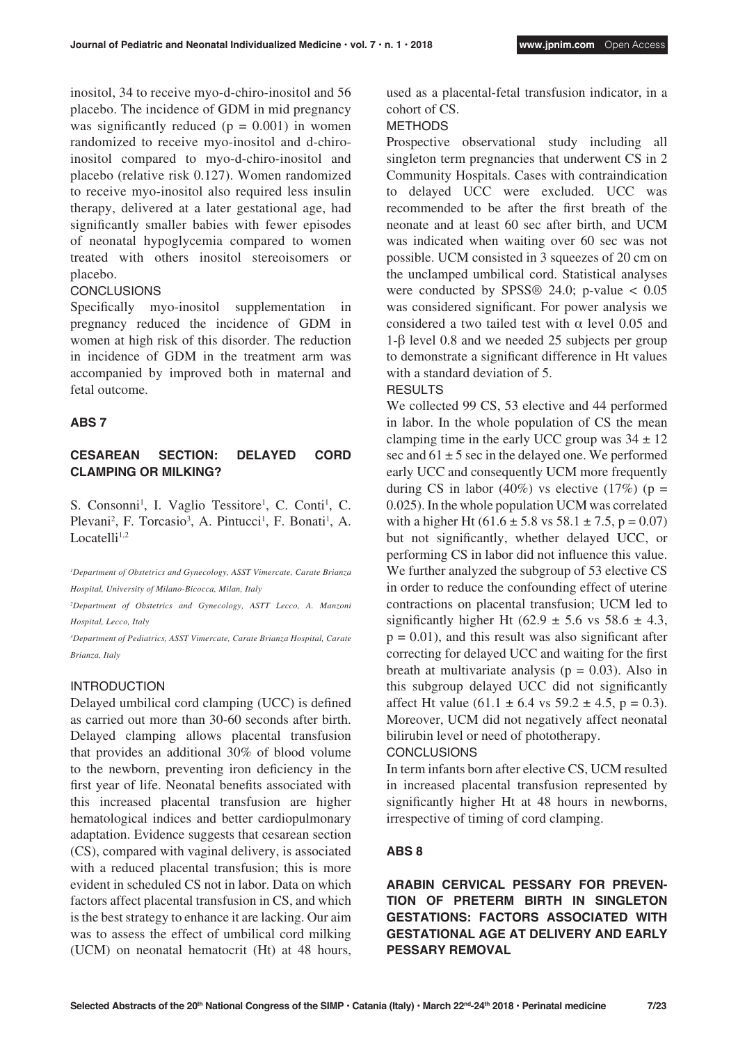inositol, 34 to receive myo-d-chiro-inositol and 56 placebo. The incidence of GDM in mid pregnancy was significantly reduced ($p = 0.001$) in women randomized to receive myo-inositol and d-chiro-inositol compared to myo-d-chiro-inositol and placebo (relative risk 0.127). Women randomized to receive myo-inositol also required less insulin therapy, delivered at a later gestational age, had significantly smaller babies with fewer episodes of neonatal hypoglycemia compared to women treated with others inositol stereoisomers or placebo.

### CONCLUSIONS

Specifically myo-inositol supplementation in pregnancy reduced the incidence of GDM in women at high risk of this disorder. The reduction in incidence of GDM in the treatment arm was accompanied by improved both in maternal and fetal outcome.

## ABS 7

## CESAREAN SECTION: DELAYED CORD CLAMPING OR MILKING?

S. Consonni[1], I. Vaglio Tessitore[1], C. Conti[1], C. Plevani[2], F. Torcasio[3], A. Pintucci[1], F. Bonati[1], A. Locatelli[1,2]

*[1]Department of Obstetrics and Gynecology, ASST Vimercate, Carate Brianza Hospital, University of Milano-Bicocca, Milan, Italy*

*[2]Department of Obstetrics and Gynecology, ASTT Lecco, A. Manzoni Hospital, Lecco, Italy*

*[3]Department of Pediatrics, ASST Vimercate, Carate Brianza Hospital, Carate Brianza, Italy*

### INTRODUCTION

Delayed umbilical cord clamping (UCC) is defined as carried out more than 30-60 seconds after birth. Delayed clamping allows placental transfusion that provides an additional 30% of blood volume to the newborn, preventing iron deficiency in the first year of life. Neonatal benefits associated with this increased placental transfusion are higher hematological indices and better cardiopulmonary adaptation. Evidence suggests that cesarean section (CS), compared with vaginal delivery, is associated with a reduced placental transfusion; this is more evident in scheduled CS not in labor. Data on which factors affect placental transfusion in CS, and which is the best strategy to enhance it are lacking. Our aim was to assess the effect of umbilical cord milking (UCM) on neonatal hematocrit (Ht) at 48 hours, used as a placental-fetal transfusion indicator, in a cohort of CS.

### METHODS

Prospective observational study including all singleton term pregnancies that underwent CS in 2 Community Hospitals. Cases with contraindication to delayed UCC were excluded. UCC was recommended to be after the first breath of the neonate and at least 60 sec after birth, and UCM was indicated when waiting over 60 sec was not possible. UCM consisted in 3 squeezes of 20 cm on the unclamped umbilical cord. Statistical analyses were conducted by SPSS® 24.0; p-value $< 0.05$ was considered significant. For power analysis we considered a two tailed test with $\alpha$ level 0.05 and $1\text{-}\beta$ level 0.8 and we needed 25 subjects per group to demonstrate a significant difference in Ht values with a standard deviation of 5.

### RESULTS

We collected 99 CS, 53 elective and 44 performed in labor. In the whole population of CS the mean clamping time in the early UCC group was $34 \pm 12$ sec and $61 \pm 5$ sec in the delayed one. We performed early UCC and consequently UCM more frequently during CS in labor (40%) vs elective (17%) ($p = 0.025$). In the whole population UCM was correlated with a higher Ht ($61.6 \pm 5.8$ vs $58.1 \pm 7.5$, $p = 0.07$) but not significantly, whether delayed UCC, or performing CS in labor did not influence this value. We further analyzed the subgroup of 53 elective CS in order to reduce the confounding effect of uterine contractions on placental transfusion; UCM led to significantly higher Ht ($62.9 \pm 5.6$ vs $58.6 \pm 4.3$, $p = 0.01$), and this result was also significant after correcting for delayed UCC and waiting for the first breath at multivariate analysis ($p = 0.03$). Also in this subgroup delayed UCC did not significantly affect Ht value ($61.1 \pm 6.4$ vs $59.2 \pm 4.5$, $p = 0.3$). Moreover, UCM did not negatively affect neonatal bilirubin level or need of phototherapy.

### CONCLUSIONS

In term infants born after elective CS, UCM resulted in increased placental transfusion represented by significantly higher Ht at 48 hours in newborns, irrespective of timing of cord clamping.

## ABS 8

## ARABIN CERVICAL PESSARY FOR PREVENTION OF PRETERM BIRTH IN SINGLETON GESTATIONS: FACTORS ASSOCIATED WITH GESTATIONAL AGE AT DELIVERY AND EARLY PESSARY REMOVAL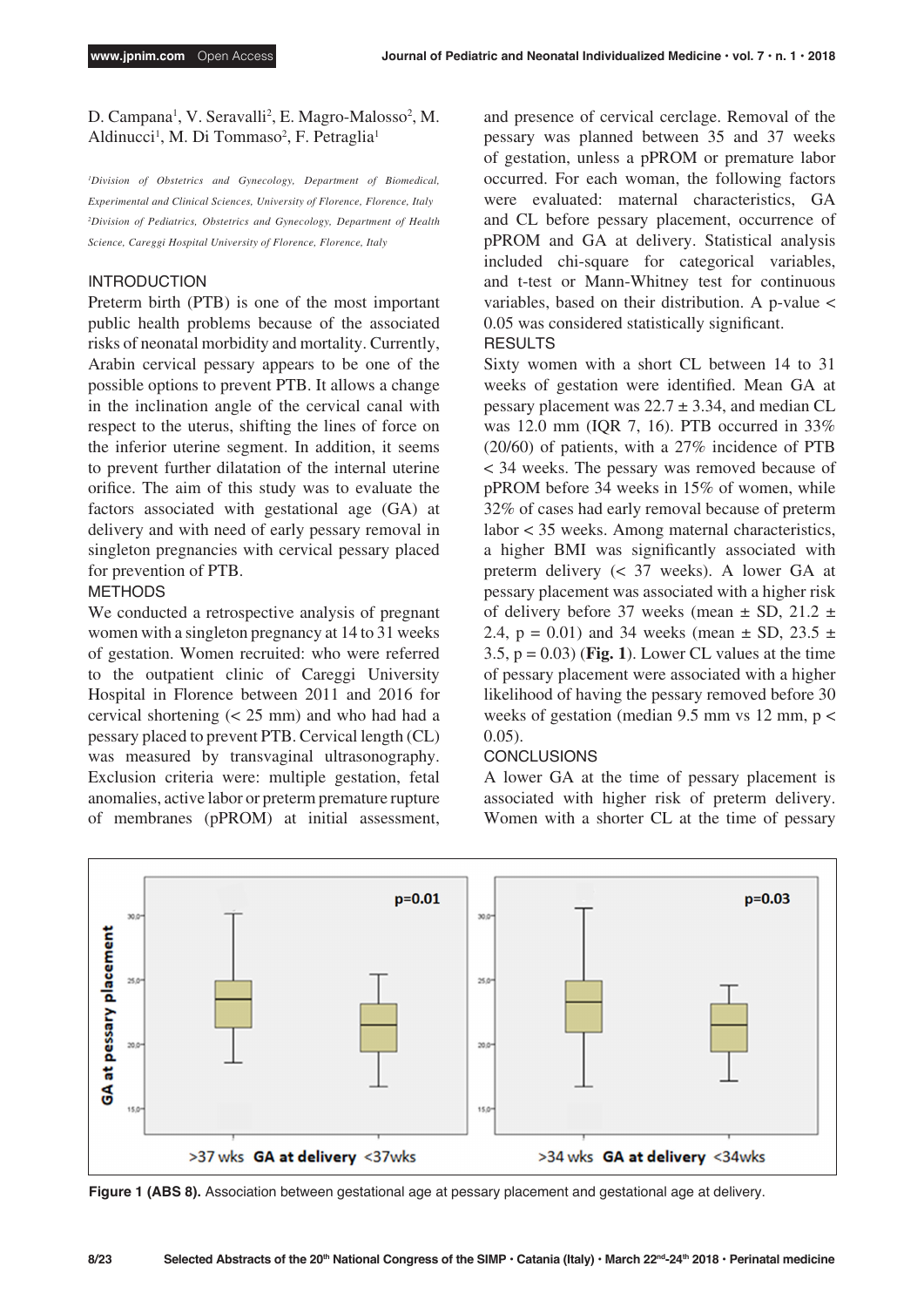D. Campana[1], V. Seravalli[2], E. Magro-Malosso[2], M. Aldinucci[1], M. Di Tommaso[2], F. Petraglia[1]

*[1]Division of Obstetrics and Gynecology, Department of Biomedical, Experimental and Clinical Sciences, University of Florence, Florence, Italy*
*[2]Division of Pediatrics, Obstetrics and Gynecology, Department of Health Science, Careggi Hospital University of Florence, Florence, Italy*

## INTRODUCTION

Preterm birth (PTB) is one of the most important public health problems because of the associated risks of neonatal morbidity and mortality. Currently, Arabin cervical pessary appears to be one of the possible options to prevent PTB. It allows a change in the inclination angle of the cervical canal with respect to the uterus, shifting the lines of force on the inferior uterine segment. In addition, it seems to prevent further dilatation of the internal uterine orifice. The aim of this study was to evaluate the factors associated with gestational age (GA) at delivery and with need of early pessary removal in singleton pregnancies with cervical pessary placed for prevention of PTB.

## METHODS

We conducted a retrospective analysis of pregnant women with a singleton pregnancy at 14 to 31 weeks of gestation. Women recruited: who were referred to the outpatient clinic of Careggi University Hospital in Florence between 2011 and 2016 for cervical shortening (< 25 mm) and who had had a pessary placed to prevent PTB. Cervical length (CL) was measured by transvaginal ultrasonography. Exclusion criteria were: multiple gestation, fetal anomalies, active labor or preterm premature rupture of membranes (pPROM) at initial assessment, and presence of cervical cerclage. Removal of the pessary was planned between 35 and 37 weeks of gestation, unless a pPROM or premature labor occurred. For each woman, the following factors were evaluated: maternal characteristics, GA and CL before pessary placement, occurrence of pPROM and GA at delivery. Statistical analysis included chi-square for categorical variables, and t-test or Mann-Whitney test for continuous variables, based on their distribution. A p-value $< 0.05$ was considered statistically significant.

## RESULTS

Sixty women with a short CL between 14 to 31 weeks of gestation were identified. Mean GA at pessary placement was $22.7 \pm 3.34$, and median CL was 12.0 mm (IQR 7, 16). PTB occurred in 33% (20/60) of patients, with a 27% incidence of PTB < 34 weeks. The pessary was removed because of pPROM before 34 weeks in 15% of women, while 32% of cases had early removal because of preterm labor < 35 weeks. Among maternal characteristics, a higher BMI was significantly associated with preterm delivery (< 37 weeks). A lower GA at pessary placement was associated with a higher risk of delivery before 37 weeks (mean ± SD, $21.2 \pm 2.4$, $p = 0.01$) and 34 weeks (mean ± SD, $23.5 \pm 3.5$, $p = 0.03$) (**Fig. 1**). Lower CL values at the time of pessary placement were associated with a higher likelihood of having the pessary removed before 30 weeks of gestation (median 9.5 mm vs 12 mm, $p < 0.05$).

## CONCLUSIONS

A lower GA at the time of pessary placement is associated with higher risk of preterm delivery. Women with a shorter CL at the time of pessary

**Figure 1 (ABS 8).** Association between gestational age at pessary placement and gestational age at delivery.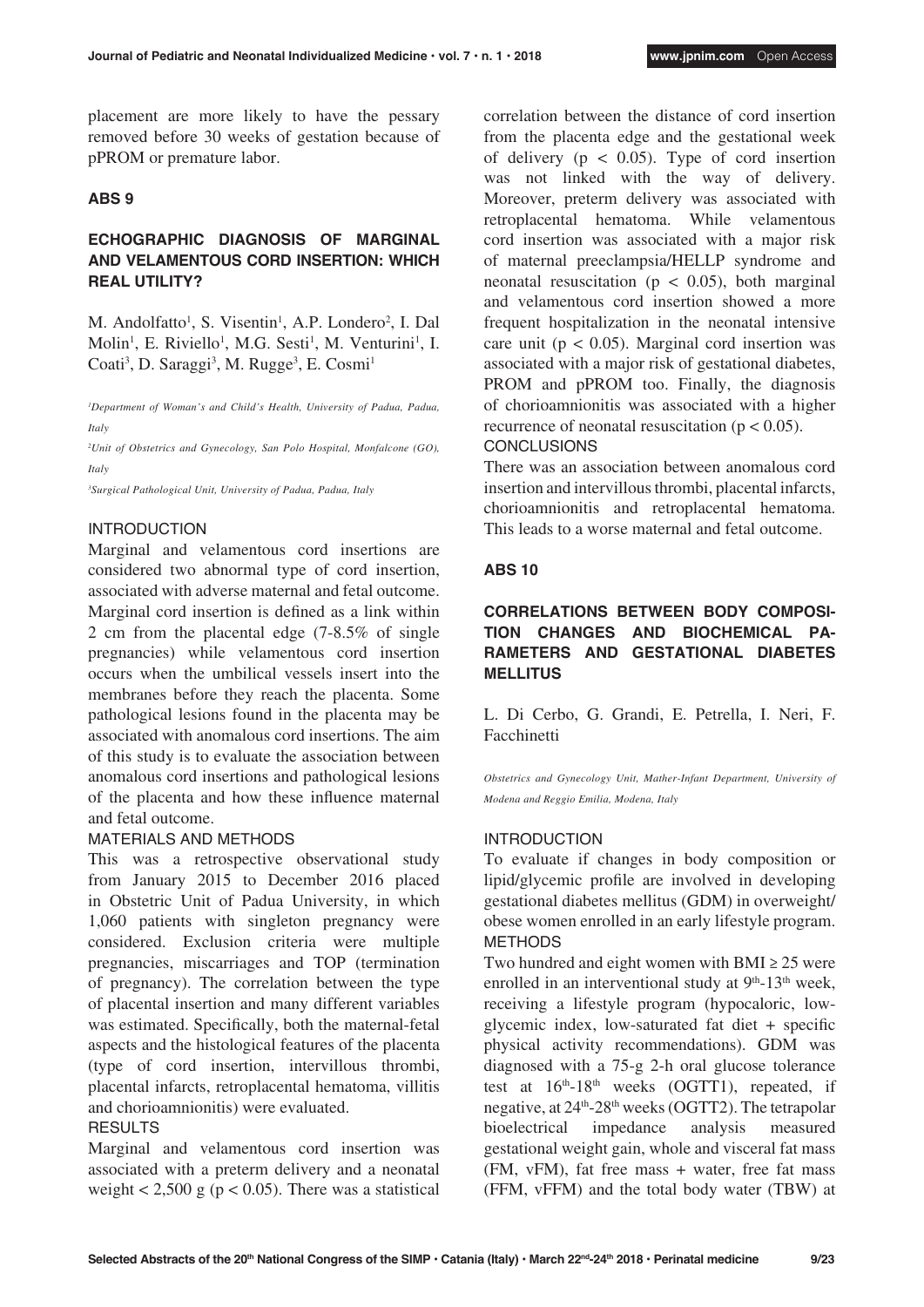placement are more likely to have the pessary removed before 30 weeks of gestation because of pPROM or premature labor.

## ABS 9

### ECHOGRAPHIC DIAGNOSIS OF MARGINAL AND VELAMENTOUS CORD INSERTION: WHICH REAL UTILITY?

M. Andolfatto[1], S. Visentin[1], A.P. Londero[2], I. Dal Molin[1], E. Riviello[1], M.G. Sesti[1], M. Venturini[1], I. Coati[3], D. Saraggi[3], M. Rugge[3], E. Cosmi[1]

*[1]Department of Woman's and Child's Health, University of Padua, Padua, Italy*

*[2]Unit of Obstetrics and Gynecology, San Polo Hospital, Monfalcone (GO), Italy*

*[3]Surgical Pathological Unit, University of Padua, Padua, Italy*

#### INTRODUCTION

Marginal and velamentous cord insertions are considered two abnormal type of cord insertion, associated with adverse maternal and fetal outcome. Marginal cord insertion is defined as a link within 2 cm from the placental edge (7-8.5% of single pregnancies) while velamentous cord insertion occurs when the umbilical vessels insert into the membranes before they reach the placenta. Some pathological lesions found in the placenta may be associated with anomalous cord insertions. The aim of this study is to evaluate the association between anomalous cord insertions and pathological lesions of the placenta and how these influence maternal and fetal outcome.

#### MATERIALS AND METHODS

This was a retrospective observational study from January 2015 to December 2016 placed in Obstetric Unit of Padua University, in which 1,060 patients with singleton pregnancy were considered. Exclusion criteria were multiple pregnancies, miscarriages and TOP (termination of pregnancy). The correlation between the type of placental insertion and many different variables was estimated. Specifically, both the maternal-fetal aspects and the histological features of the placenta (type of cord insertion, intervillous thrombi, placental infarcts, retroplacental hematoma, villitis and chorioamnionitis) were evaluated.

#### RESULTS

Marginal and velamentous cord insertion was associated with a preterm delivery and a neonatal weight < 2,500 g ($p < 0.05$). There was a statistical correlation between the distance of cord insertion from the placenta edge and the gestational week of delivery ($p < 0.05$). Type of cord insertion was not linked with the way of delivery. Moreover, preterm delivery was associated with retroplacental hematoma. While velamentous cord insertion was associated with a major risk of maternal preeclampsia/HELLP syndrome and neonatal resuscitation ($p < 0.05$), both marginal and velamentous cord insertion showed a more frequent hospitalization in the neonatal intensive care unit ($p < 0.05$). Marginal cord insertion was associated with a major risk of gestational diabetes, PROM and pPROM too. Finally, the diagnosis of chorioamnionitis was associated with a higher recurrence of neonatal resuscitation ($p < 0.05$).

#### CONCLUSIONS

There was an association between anomalous cord insertion and intervillous thrombi, placental infarcts, chorioamnionitis and retroplacental hematoma. This leads to a worse maternal and fetal outcome.

## ABS 10

### CORRELATIONS BETWEEN BODY COMPOSITION CHANGES AND BIOCHEMICAL PARAMETERS AND GESTATIONAL DIABETES MELLITUS

L. Di Cerbo, G. Grandi, E. Petrella, I. Neri, F. Facchinetti

*Obstetrics and Gynecology Unit, Mather-Infant Department, University of Modena and Reggio Emilia, Modena, Italy*

#### INTRODUCTION

To evaluate if changes in body composition or lipid/glycemic profile are involved in developing gestational diabetes mellitus (GDM) in overweight/obese women enrolled in an early lifestyle program.

#### METHODS

Two hundred and eight women with BMI ≥ 25 were enrolled in an interventional study at $9^{th}$-$13^{th}$ week, receiving a lifestyle program (hypocaloric, low-glycemic index, low-saturated fat diet + specific physical activity recommendations). GDM was diagnosed with a 75-g 2-h oral glucose tolerance test at $16^{th}$-$18^{th}$ weeks (OGTT1), repeated, if negative, at $24^{th}$-$28^{th}$ weeks (OGTT2). The tetrapolar bioelectrical impedance analysis measured gestational weight gain, whole and visceral fat mass (FM, vFM), fat free mass + water, free fat mass (FFM, vFFM) and the total body water (TBW) at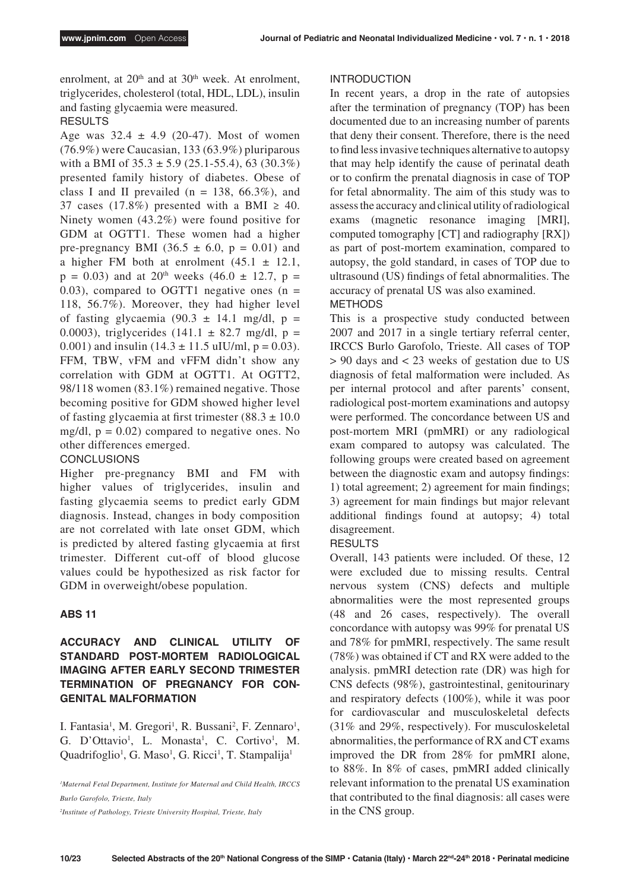enrolment, at 20th and at 30th week. At enrolment, triglycerides, cholesterol (total, HDL, LDL), insulin and fasting glycaemia were measured.

RESULTS

Age was $32.4 \pm 4.9$ (20-47). Most of women (76.9%) were Caucasian, 133 (63.9%) pluriparous with a BMI of $35.3 \pm 5.9$ (25.1-55.4), 63 (30.3%) presented family history of diabetes. Obese of class I and II prevailed (n = 138, 66.3%), and 37 cases (17.8%) presented with a BMI $\geq$ 40. Ninety women (43.2%) were found positive for GDM at OGTT1. These women had a higher pre-pregnancy BMI ($36.5 \pm 6.0$, $p = 0.01$) and a higher FM both at enrolment ($45.1 \pm 12.1$, $p = 0.03$) and at 20th weeks ($46.0 \pm 12.7$, $p = 0.03$), compared to OGTT1 negative ones (n = 118, 56.7%). Moreover, they had higher level of fasting glycaemia ($90.3 \pm 14.1$ mg/dl, $p = 0.0003$), triglycerides ($141.1 \pm 82.7$ mg/dl, $p = 0.001$) and insulin ($14.3 \pm 11.5$ uIU/ml, $p = 0.03$). FFM, TBW, vFM and vFFM didn't show any correlation with GDM at OGTT1. At OGTT2, 98/118 women (83.1%) remained negative. Those becoming positive for GDM showed higher level of fasting glycaemia at first trimester ($88.3 \pm 10.0$ mg/dl, $p = 0.02$) compared to negative ones. No other differences emerged.

CONCLUSIONS

Higher pre-pregnancy BMI and FM with higher values of triglycerides, insulin and fasting glycaemia seems to predict early GDM diagnosis. Instead, changes in body composition are not correlated with late onset GDM, which is predicted by altered fasting glycaemia at first trimester. Different cut-off of blood glucose values could be hypothesized as risk factor for GDM in overweight/obese population.

## ABS 11

### ACCURACY AND CLINICAL UTILITY OF STANDARD POST-MORTEM RADIOLOGICAL IMAGING AFTER EARLY SECOND TRIMESTER TERMINATION OF PREGNANCY FOR CONGENITAL MALFORMATION

I. Fantasia[1], M. Gregori[1], R. Bussani[2], F. Zennaro[1], G. D'Ottavio[1], L. Monasta[1], C. Cortivo[1], M. Quadrifoglio[1], G. Maso[1], G. Ricci[1], T. Stampalija[1]

*[1]Maternal Fetal Department, Institute for Maternal and Child Health, IRCCS Burlo Garofolo, Trieste, Italy*

*[2]Institute of Pathology, Trieste University Hospital, Trieste, Italy*

INTRODUCTION

In recent years, a drop in the rate of autopsies after the termination of pregnancy (TOP) has been documented due to an increasing number of parents that deny their consent. Therefore, there is the need to find less invasive techniques alternative to autopsy that may help identify the cause of perinatal death or to confirm the prenatal diagnosis in case of TOP for fetal abnormality. The aim of this study was to assess the accuracy and clinical utility of radiological exams (magnetic resonance imaging [MRI], computed tomography [CT] and radiography [RX]) as part of post-mortem examination, compared to autopsy, the gold standard, in cases of TOP due to ultrasound (US) findings of fetal abnormalities. The accuracy of prenatal US was also examined.

METHODS

This is a prospective study conducted between 2007 and 2017 in a single tertiary referral center, IRCCS Burlo Garofolo, Trieste. All cases of TOP > 90 days and < 23 weeks of gestation due to US diagnosis of fetal malformation were included. As per internal protocol and after parents' consent, radiological post-mortem examinations and autopsy were performed. The concordance between US and post-mortem MRI (pmMRI) or any radiological exam compared to autopsy was calculated. The following groups were created based on agreement between the diagnostic exam and autopsy findings: 1) total agreement; 2) agreement for main findings; 3) agreement for main findings but major relevant additional findings found at autopsy; 4) total disagreement.

RESULTS

Overall, 143 patients were included. Of these, 12 were excluded due to missing results. Central nervous system (CNS) defects and multiple abnormalities were the most represented groups (48 and 26 cases, respectively). The overall concordance with autopsy was 99% for prenatal US and 78% for pmMRI, respectively. The same result (78%) was obtained if CT and RX were added to the analysis. pmMRI detection rate (DR) was high for CNS defects (98%), gastrointestinal, genitourinary and respiratory defects (100%), while it was poor for cardiovascular and musculoskeletal defects (31% and 29%, respectively). For musculoskeletal abnormalities, the performance of RX and CT exams improved the DR from 28% for pmMRI alone, to 88%. In 8% of cases, pmMRI added clinically relevant information to the prenatal US examination that contributed to the final diagnosis: all cases were in the CNS group.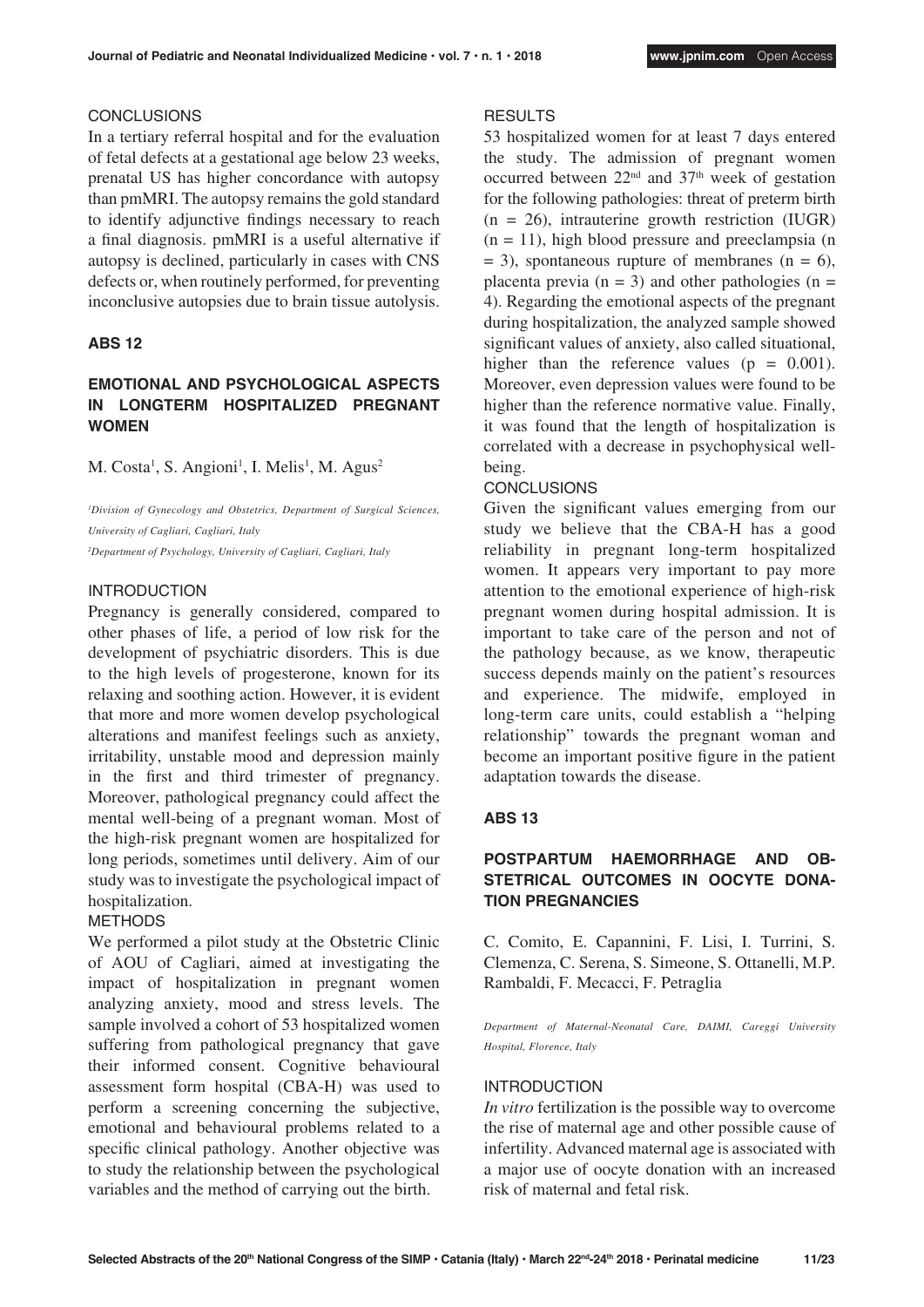### CONCLUSIONS

In a tertiary referral hospital and for the evaluation of fetal defects at a gestational age below 23 weeks, prenatal US has higher concordance with autopsy than pmMRI. The autopsy remains the gold standard to identify adjunctive findings necessary to reach a final diagnosis. pmMRI is a useful alternative if autopsy is declined, particularly in cases with CNS defects or, when routinely performed, for preventing inconclusive autopsies due to brain tissue autolysis.

## ABS 12

## EMOTIONAL AND PSYCHOLOGICAL ASPECTS IN LONGTERM HOSPITALIZED PREGNANT WOMEN

M. Costa[1], S. Angioni[1], I. Melis[1], M. Agus[2]

*[1]Division of Gynecology and Obstetrics, Department of Surgical Sciences, University of Cagliari, Cagliari, Italy*

*[2]Department of Psychology, University of Cagliari, Cagliari, Italy*

### INTRODUCTION

Pregnancy is generally considered, compared to other phases of life, a period of low risk for the development of psychiatric disorders. This is due to the high levels of progesterone, known for its relaxing and soothing action. However, it is evident that more and more women develop psychological alterations and manifest feelings such as anxiety, irritability, unstable mood and depression mainly in the first and third trimester of pregnancy. Moreover, pathological pregnancy could affect the mental well-being of a pregnant woman. Most of the high-risk pregnant women are hospitalized for long periods, sometimes until delivery. Aim of our study was to investigate the psychological impact of hospitalization.

### METHODS

We performed a pilot study at the Obstetric Clinic of AOU of Cagliari, aimed at investigating the impact of hospitalization in pregnant women analyzing anxiety, mood and stress levels. The sample involved a cohort of 53 hospitalized women suffering from pathological pregnancy that gave their informed consent. Cognitive behavioural assessment form hospital (CBA-H) was used to perform a screening concerning the subjective, emotional and behavioural problems related to a specific clinical pathology. Another objective was to study the relationship between the psychological variables and the method of carrying out the birth.

### RESULTS

53 hospitalized women for at least 7 days entered the study. The admission of pregnant women occurred between 22[nd] and 37[th] week of gestation for the following pathologies: threat of preterm birth ($n = 26$), intrauterine growth restriction (IUGR) ($n = 11$), high blood pressure and preeclampsia ($n = 3$), spontaneous rupture of membranes ($n = 6$), placenta previa ($n = 3$) and other pathologies ($n = 4$). Regarding the emotional aspects of the pregnant during hospitalization, the analyzed sample showed significant values of anxiety, also called situational, higher than the reference values ($p = 0.001$). Moreover, even depression values were found to be higher than the reference normative value. Finally, it was found that the length of hospitalization is correlated with a decrease in psychophysical well-being.

### CONCLUSIONS

Given the significant values emerging from our study we believe that the CBA-H has a good reliability in pregnant long-term hospitalized women. It appears very important to pay more attention to the emotional experience of high-risk pregnant women during hospital admission. It is important to take care of the person and not of the pathology because, as we know, therapeutic success depends mainly on the patient's resources and experience. The midwife, employed in long-term care units, could establish a "helping relationship" towards the pregnant woman and become an important positive figure in the patient adaptation towards the disease.

## ABS 13

## POSTPARTUM HAEMORRHAGE AND OBSTETRICAL OUTCOMES IN OOCYTE DONATION PREGNANCIES

C. Comito, E. Capannini, F. Lisi, I. Turrini, S. Clemenza, C. Serena, S. Simeone, S. Ottanelli, M.P. Rambaldi, F. Mecacci, F. Petraglia

*Department of Maternal-Neonatal Care, DAIMI, Careggi University Hospital, Florence, Italy*

### INTRODUCTION

*In vitro* fertilization is the possible way to overcome the rise of maternal age and other possible cause of infertility. Advanced maternal age is associated with a major use of oocyte donation with an increased risk of maternal and fetal risk.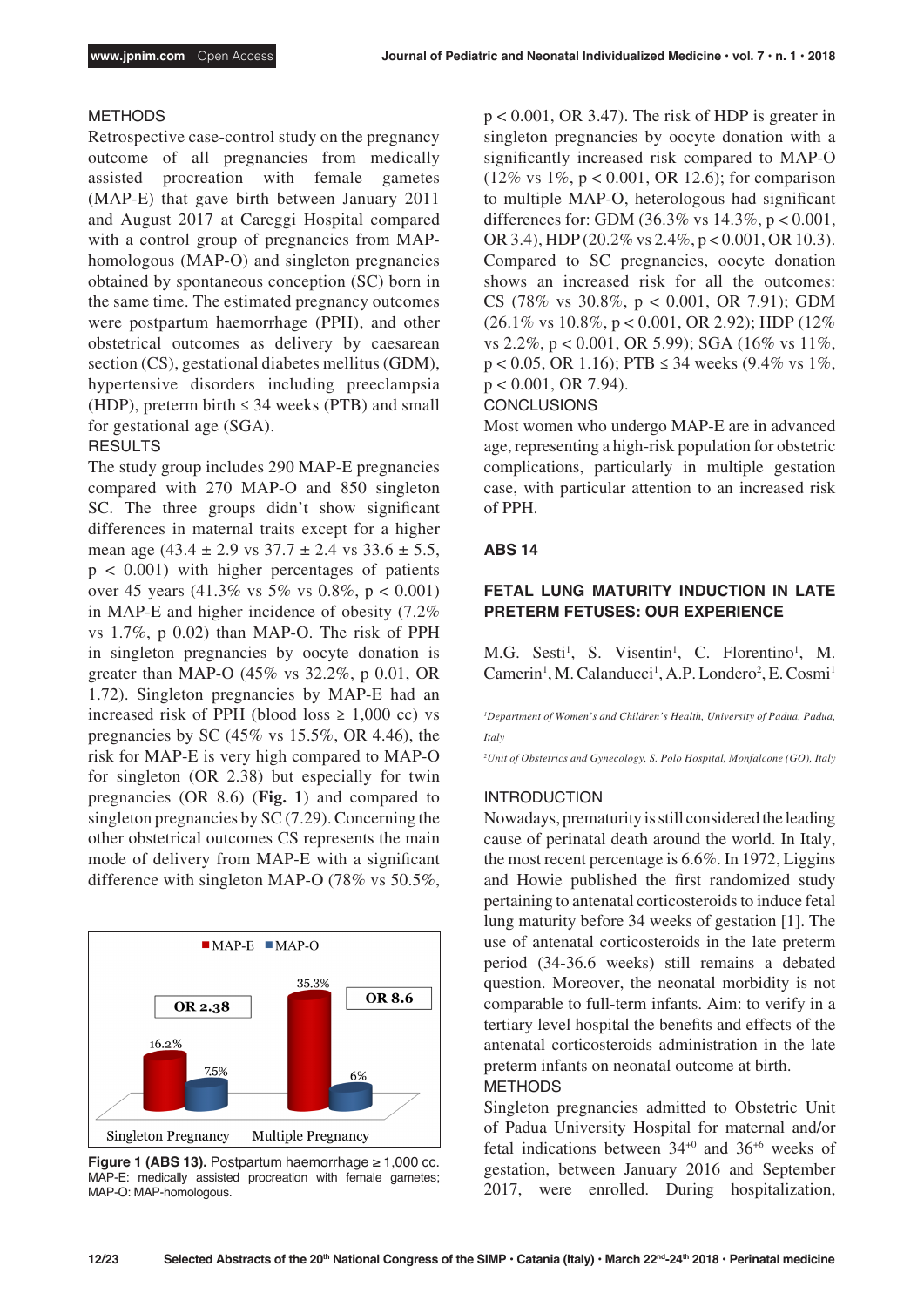METHODS

Retrospective case-control study on the pregnancy outcome of all pregnancies from medically assisted procreation with female gametes (MAP-E) that gave birth between January 2011 and August 2017 at Careggi Hospital compared with a control group of pregnancies from MAP-homologous (MAP-O) and singleton pregnancies obtained by spontaneous conception (SC) born in the same time. The estimated pregnancy outcomes were postpartum haemorrhage (PPH), and other obstetrical outcomes as delivery by caesarean section (CS), gestational diabetes mellitus (GDM), hypertensive disorders including preeclampsia (HDP), preterm birth ≤ 34 weeks (PTB) and small for gestational age (SGA).

RESULTS

The study group includes 290 MAP-E pregnancies compared with 270 MAP-O and 850 singleton SC. The three groups didn't show significant differences in maternal traits except for a higher mean age (43.4 ± 2.9 vs 37.7 ± 2.4 vs 33.6 ± 5.5, $p < 0.001$) with higher percentages of patients over 45 years (41.3% vs 5% vs 0.8%, $p < 0.001$) in MAP-E and higher incidence of obesity (7.2% vs 1.7%, p 0.02) than MAP-O. The risk of PPH in singleton pregnancies by oocyte donation is greater than MAP-O (45% vs 32.2%, p 0.01, OR 1.72). Singleton pregnancies by MAP-E had an increased risk of PPH (blood loss ≥ 1,000 cc) vs pregnancies by SC (45% vs 15.5%, OR 4.46), the risk for MAP-E is very high compared to MAP-O for singleton (OR 2.38) but especially for twin pregnancies (OR 8.6) (**Fig. 1**) and compared to singleton pregnancies by SC (7.29). Concerning the other obstetrical outcomes CS represents the main mode of delivery from MAP-E with a significant difference with singleton MAP-O (78% vs 50.5%, $p < 0.001$, OR 3.47). The risk of HDP is greater in singleton pregnancies by oocyte donation with a significantly increased risk compared to MAP-O (12% vs 1%, $p < 0.001$, OR 12.6); for comparison to multiple MAP-O, heterologous had significant differences for: GDM (36.3% vs 14.3%, $p < 0.001$, OR 3.4), HDP (20.2% vs 2.4%, $p < 0.001$, OR 10.3). Compared to SC pregnancies, oocyte donation shows an increased risk for all the outcomes: CS (78% vs 30.8%, $p < 0.001$, OR 7.91); GDM (26.1% vs 10.8%, $p < 0.001$, OR 2.92); HDP (12% vs 2.2%, $p < 0.001$, OR 5.99); SGA (16% vs 11%, $p < 0.05$, OR 1.16); PTB ≤ 34 weeks (9.4% vs 1%, $p < 0.001$, OR 7.94).

| | MAP-E | MAP-O | |
|---|---|---|---|
| Singleton Pregnancy | 16.2% | 7.5% | OR 2.38 |
| Multiple Pregnancy | 35.3% | 6% | OR 8.6 |

**Figure 1 (ABS 13).** Postpartum haemorrhage ≥ 1,000 cc. MAP-E: medically assisted procreation with female gametes; MAP-O: MAP-homologous.

CONCLUSIONS

Most women who undergo MAP-E are in advanced age, representing a high-risk population for obstetric complications, particularly in multiple gestation case, with particular attention to an increased risk of PPH.

## ABS 14

## FETAL LUNG MATURITY INDUCTION IN LATE PRETERM FETUSES: OUR EXPERIENCE

M.G. Sesti[1], S. Visentin[1], C. Florentino[1], M. Camerin[1], M. Calanducci[1], A.P. Londero[2], E. Cosmi[1]

*[1]Department of Women's and Children's Health, University of Padua, Padua, Italy*

*[2]Unit of Obstetrics and Gynecology, S. Polo Hospital, Monfalcone (GO), Italy*

INTRODUCTION

Nowadays, prematurity is still considered the leading cause of perinatal death around the world. In Italy, the most recent percentage is 6.6%. In 1972, Liggins and Howie published the first randomized study pertaining to antenatal corticosteroids to induce fetal lung maturity before 34 weeks of gestation [1]. The use of antenatal corticosteroids in the late preterm period (34-36.6 weeks) still remains a debated question. Moreover, the neonatal morbidity is not comparable to full-term infants. Aim: to verify in a tertiary level hospital the benefits and effects of the antenatal corticosteroids administration in the late preterm infants on neonatal outcome at birth.

METHODS

Singleton pregnancies admitted to Obstetric Unit of Padua University Hospital for maternal and/or fetal indications between $34^{+0}$ and $36^{+6}$ weeks of gestation, between January 2016 and September 2017, were enrolled. During hospitalization,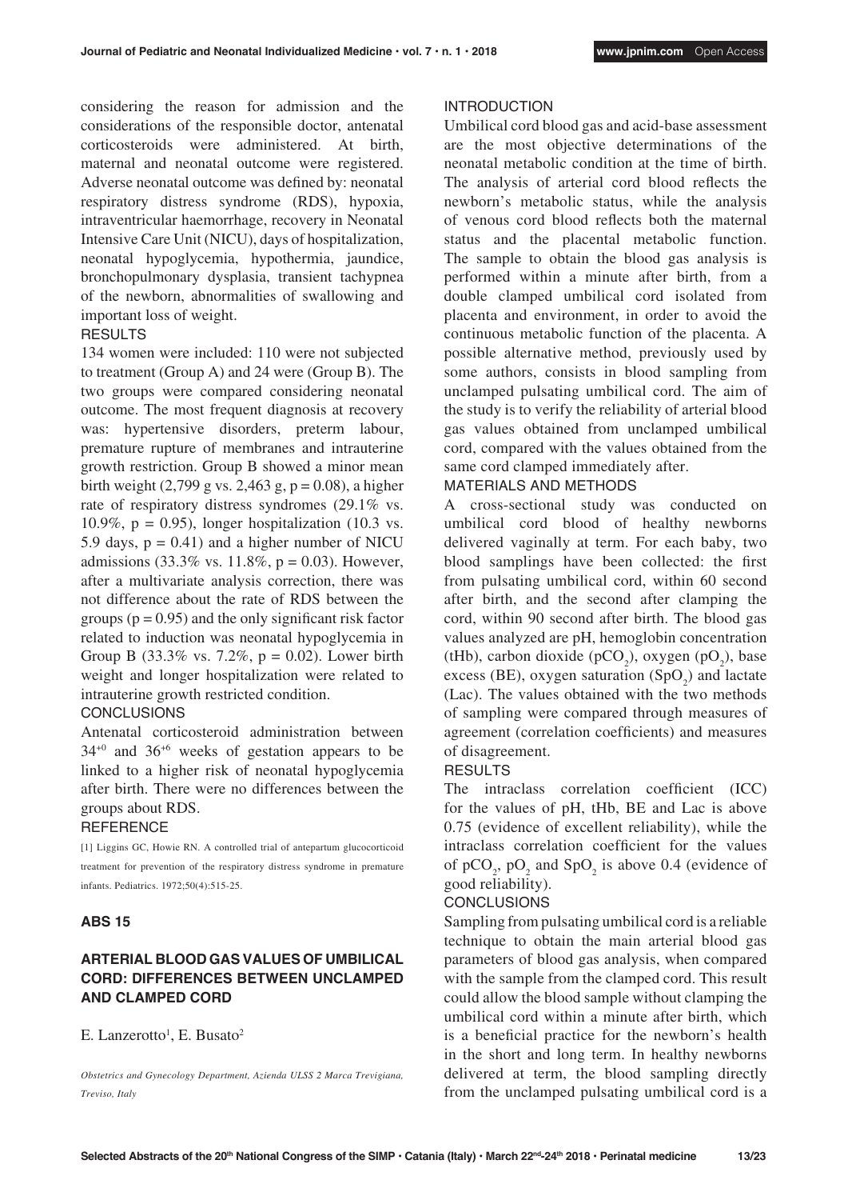considering the reason for admission and the considerations of the responsible doctor, antenatal corticosteroids were administered. At birth, maternal and neonatal outcome were registered. Adverse neonatal outcome was defined by: neonatal respiratory distress syndrome (RDS), hypoxia, intraventricular haemorrhage, recovery in Neonatal Intensive Care Unit (NICU), days of hospitalization, neonatal hypoglycemia, hypothermia, jaundice, bronchopulmonary dysplasia, transient tachypnea of the newborn, abnormalities of swallowing and important loss of weight.

RESULTS

134 women were included: 110 were not subjected to treatment (Group A) and 24 were (Group B). The two groups were compared considering neonatal outcome. The most frequent diagnosis at recovery was: hypertensive disorders, preterm labour, premature rupture of membranes and intrauterine growth restriction. Group B showed a minor mean birth weight (2,799 g vs. 2,463 g, $p = 0.08$), a higher rate of respiratory distress syndromes (29.1% vs. 10.9%, $p = 0.95$), longer hospitalization (10.3 vs. 5.9 days, $p = 0.41$) and a higher number of NICU admissions (33.3% vs. 11.8%, $p = 0.03$). However, after a multivariate analysis correction, there was not difference about the rate of RDS between the groups ($p = 0.95$) and the only significant risk factor related to induction was neonatal hypoglycemia in Group B (33.3% vs. 7.2%, $p = 0.02$). Lower birth weight and longer hospitalization were related to intrauterine growth restricted condition.

CONCLUSIONS

Antenatal corticosteroid administration between $34^{+0}$ and $36^{+6}$ weeks of gestation appears to be linked to a higher risk of neonatal hypoglycemia after birth. There were no differences between the groups about RDS.

REFERENCE

[1] Liggins GC, Howie RN. A controlled trial of antepartum glucocorticoid treatment for prevention of the respiratory distress syndrome in premature infants. Pediatrics. 1972;50(4):515-25.

## ABS 15

### ARTERIAL BLOOD GAS VALUES OF UMBILICAL CORD: DIFFERENCES BETWEEN UNCLAMPED AND CLAMPED CORD

E. Lanzerotto[1], E. Busato[2]

*Obstetrics and Gynecology Department, Azienda ULSS 2 Marca Trevigiana, Treviso, Italy*

INTRODUCTION

Umbilical cord blood gas and acid-base assessment are the most objective determinations of the neonatal metabolic condition at the time of birth. The analysis of arterial cord blood reflects the newborn's metabolic status, while the analysis of venous cord blood reflects both the maternal status and the placental metabolic function. The sample to obtain the blood gas analysis is performed within a minute after birth, from a double clamped umbilical cord isolated from placenta and environment, in order to avoid the continuous metabolic function of the placenta. A possible alternative method, previously used by some authors, consists in blood sampling from unclamped pulsating umbilical cord. The aim of the study is to verify the reliability of arterial blood gas values obtained from unclamped umbilical cord, compared with the values obtained from the same cord clamped immediately after.

MATERIALS AND METHODS

A cross-sectional study was conducted on umbilical cord blood of healthy newborns delivered vaginally at term. For each baby, two blood samplings have been collected: the first from pulsating umbilical cord, within 60 second after birth, and the second after clamping the cord, within 90 second after birth. The blood gas values analyzed are pH, hemoglobin concentration (tHb), carbon dioxide ($pCO_2$), oxygen ($pO_2$), base excess (BE), oxygen saturation ($SpO_2$) and lactate (Lac). The values obtained with the two methods of sampling were compared through measures of agreement (correlation coefficients) and measures of disagreement.

RESULTS

The intraclass correlation coefficient (ICC) for the values of pH, tHb, BE and Lac is above 0.75 (evidence of excellent reliability), while the intraclass correlation coefficient for the values of $pCO_2$, $pO_2$ and $SpO_2$ is above 0.4 (evidence of good reliability).

CONCLUSIONS

Sampling from pulsating umbilical cord is a reliable technique to obtain the main arterial blood gas parameters of blood gas analysis, when compared with the sample from the clamped cord. This result could allow the blood sample without clamping the umbilical cord within a minute after birth, which is a beneficial practice for the newborn's health in the short and long term. In healthy newborns delivered at term, the blood sampling directly from the unclamped pulsating umbilical cord is a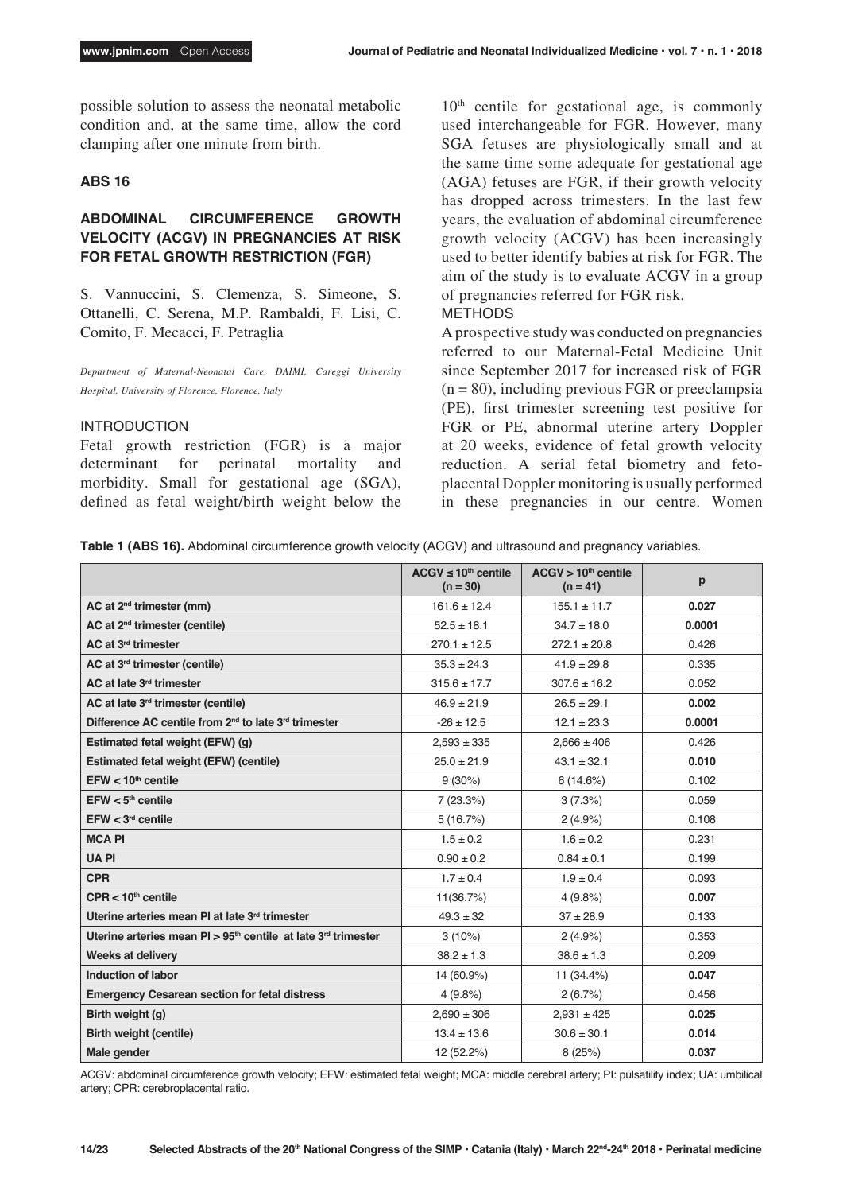possible solution to assess the neonatal metabolic condition and, at the same time, allow the cord clamping after one minute from birth.

## ABS 16

### ABDOMINAL CIRCUMFERENCE GROWTH VELOCITY (ACGV) IN PREGNANCIES AT RISK FOR FETAL GROWTH RESTRICTION (FGR)

S. Vannuccini, S. Clemenza, S. Simeone, S. Ottanelli, C. Serena, M.P. Rambaldi, F. Lisi, C. Comito, F. Mecacci, F. Petraglia

*Department of Maternal-Neonatal Care, DAIMI, Careggi University Hospital, University of Florence, Florence, Italy*

#### INTRODUCTION

Fetal growth restriction (FGR) is a major determinant for perinatal mortality and morbidity. Small for gestational age (SGA), defined as fetal weight/birth weight below the $10^{th}$ centile for gestational age, is commonly used interchangeable for FGR. However, many SGA fetuses are physiologically small and at the same time some adequate for gestational age (AGA) fetuses are FGR, if their growth velocity has dropped across trimesters. In the last few years, the evaluation of abdominal circumference growth velocity (ACGV) has been increasingly used to better identify babies at risk for FGR. The aim of the study is to evaluate ACGV in a group of pregnancies referred for FGR risk.

#### METHODS

A prospective study was conducted on pregnancies referred to our Maternal-Fetal Medicine Unit since September 2017 for increased risk of FGR (n = 80), including previous FGR or preeclampsia (PE), first trimester screening test positive for FGR or PE, abnormal uterine artery Doppler at 20 weeks, evidence of fetal growth velocity reduction. A serial fetal biometry and feto-placental Doppler monitoring is usually performed in these pregnancies in our centre. Women

**Table 1 (ABS 16).** Abdominal circumference growth velocity (ACGV) and ultrasound and pregnancy variables.

| | ACGV ≤ $10^{th}$ centile (n = 30) | ACGV > $10^{th}$ centile (n = 41) | p |
|---|---|---|---|
| **AC at $2^{nd}$ trimester (mm)** | 161.6 ± 12.4 | 155.1 ± 11.7 | **0.027** |
| **AC at $2^{nd}$ trimester (centile)** | 52.5 ± 18.1 | 34.7 ± 18.0 | **0.0001** |
| **AC at $3^{rd}$ trimester** | 270.1 ± 12.5 | 272.1 ± 20.8 | 0.426 |
| **AC at $3^{rd}$ trimester (centile)** | 35.3 ± 24.3 | 41.9 ± 29.8 | 0.335 |
| **AC at late $3^{rd}$ trimester** | 315.6 ± 17.7 | 307.6 ± 16.2 | 0.052 |
| **AC at late $3^{rd}$ trimester (centile)** | 46.9 ± 21.9 | 26.5 ± 29.1 | **0.002** |
| **Difference AC centile from $2^{nd}$ to $3^{rd}$ trimester** | -26 ± 12.5 | 12.1 ± 23.3 | **0.0001** |
| **Estimated fetal weight (EFW) (g)** | 2,593 ± 335 | 2,666 ± 406 | 0.426 |
| **Estimated fetal weight (EFW) (centile)** | 25.0 ± 21.9 | 43.1 ± 32.1 | **0.010** |
| **EFW < $10^{th}$ centile** | 9 (30%) | 6 (14.6%) | 0.102 |
| **EFW < $5^{th}$ centile** | 7 (23.3%) | 3 (7.3%) | 0.059 |
| **EFW < $3^{rd}$ centile** | 5 (16.7%) | 2 (4.9%) | 0.108 |
| **MCA PI** | 1.5 ± 0.2 | 1.6 ± 0.2 | 0.231 |
| **UA PI** | 0.90 ± 0.2 | 0.84 ± 0.1 | 0.199 |
| **CPR** | 1.7 ± 0.4 | 1.9 ± 0.4 | 0.093 |
| **CPR < $10^{th}$ centile** | 11(36.7%) | 4 (9.8%) | **0.007** |
| **Uterine arteries mean PI at late $3^{rd}$ trimester** | 49.3 ± 32 | 37 ± 28.9 | 0.133 |
| **Uterine arteries mean PI > $95^{th}$ centile at late $3^{rd}$ trimester** | 3 (10%) | 2 (4.9%) | 0.353 |
| **Weeks at delivery** | 38.2 ± 1.3 | 38.6 ± 1.3 | 0.209 |
| **Induction of labor** | 14 (60.9%) | 11 (34.4%) | **0.047** |
| **Emergency Cesarean section for fetal distress** | 4 (9.8%) | 2 (6.7%) | 0.456 |
| **Birth weight (g)** | 2,690 ± 306 | 2,931 ± 425 | **0.025** |
| **Birth weight (centile)** | 13.4 ± 13.6 | 30.6 ± 30.1 | **0.014** |
| **Male gender** | 12 (52.2%) | 8 (25%) | **0.037** |

ACGV: abdominal circumference growth velocity; EFW: estimated fetal weight; MCA: middle cerebral artery; PI: pulsatility index; UA: umbilical artery; CPR: cerebroplacental ratio.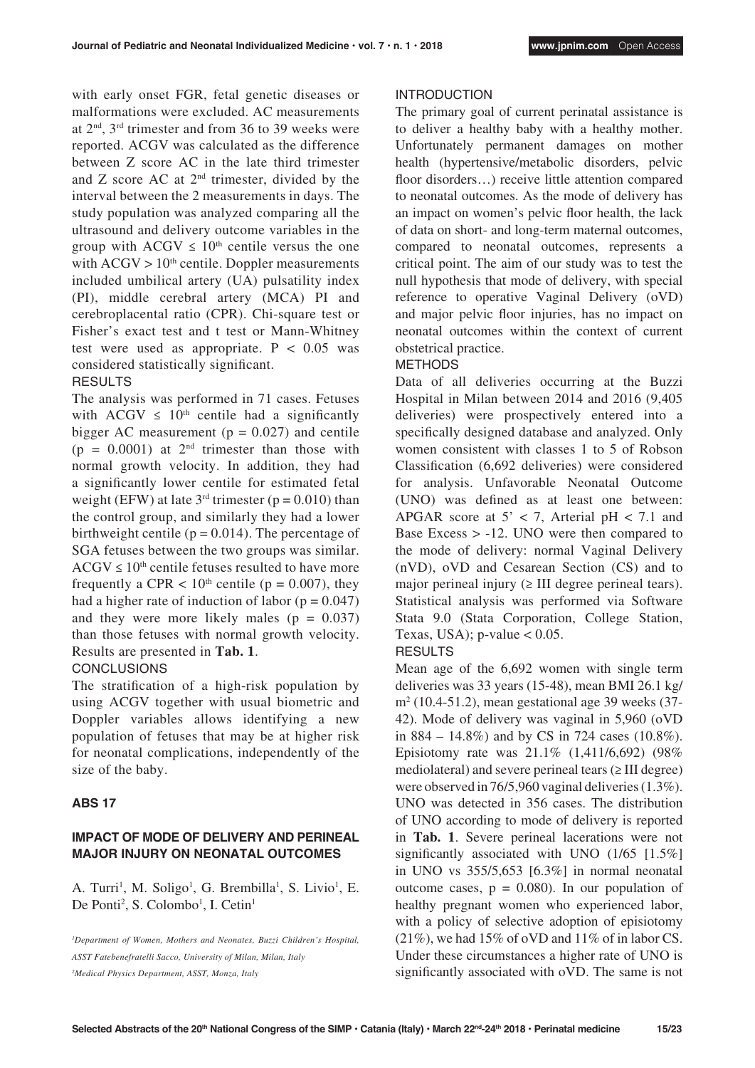with early onset FGR, fetal genetic diseases or malformations were excluded. AC measurements at 2nd, 3rd trimester and from 36 to 39 weeks were reported. ACGV was calculated as the difference between Z score AC in the late third trimester and Z score AC at 2nd trimester, divided by the interval between the 2 measurements in days. The study population was analyzed comparing all the ultrasound and delivery outcome variables in the group with ACGV ≤ 10th centile versus the one with ACGV > 10th centile. Doppler measurements included umbilical artery (UA) pulsatility index (PI), middle cerebral artery (MCA) PI and cerebroplacental ratio (CPR). Chi-square test or Fisher's exact test and t test or Mann-Whitney test were used as appropriate. $P < 0.05$ was considered statistically significant.

RESULTS

The analysis was performed in 71 cases. Fetuses with ACGV ≤ 10th centile had a significantly bigger AC measurement ($p = 0.027$) and centile ($p = 0.0001$) at 2nd trimester than those with normal growth velocity. In addition, they had a significantly lower centile for estimated fetal weight (EFW) at late 3rd trimester ($p = 0.010$) than the control group, and similarly they had a lower birthweight centile ($p = 0.014$). The percentage of SGA fetuses between the two groups was similar. ACGV ≤ 10th centile fetuses resulted to have more frequently a CPR < 10th centile ($p = 0.007$), they had a higher rate of induction of labor ($p = 0.047$) and they were more likely males ($p = 0.037$) than those fetuses with normal growth velocity. Results are presented in **Tab. 1**.

CONCLUSIONS

The stratification of a high-risk population by using ACGV together with usual biometric and Doppler variables allows identifying a new population of fetuses that may be at higher risk for neonatal complications, independently of the size of the baby.

## ABS 17

### IMPACT OF MODE OF DELIVERY AND PERINEAL MAJOR INJURY ON NEONATAL OUTCOMES

A. Turri[1], M. Soligo[1], G. Brembilla[1], S. Livio[1], E. De Ponti[2], S. Colombo[1], I. Cetin[1]

[1]Department of Women, Mothers and Neonates, Buzzi Children's Hospital, ASST Fatebenefratelli Sacco, University of Milan, Milan, Italy

[2]Medical Physics Department, ASST, Monza, Italy

INTRODUCTION

The primary goal of current perinatal assistance is to deliver a healthy baby with a healthy mother. Unfortunately permanent damages on mother health (hypertensive/metabolic disorders, pelvic floor disorders…) receive little attention compared to neonatal outcomes. As the mode of delivery has an impact on women's pelvic floor health, the lack of data on short- and long-term maternal outcomes, compared to neonatal outcomes, represents a critical point. The aim of our study was to test the null hypothesis that mode of delivery, with special reference to operative Vaginal Delivery (oVD) and major pelvic floor injuries, has no impact on neonatal outcomes within the context of current obstetrical practice.

METHODS

Data of all deliveries occurring at the Buzzi Hospital in Milan between 2014 and 2016 (9,405 deliveries) were prospectively entered into a specifically designed database and analyzed. Only women consistent with classes 1 to 5 of Robson Classification (6,692 deliveries) were considered for analysis. Unfavorable Neonatal Outcome (UNO) was defined as at least one between: APGAR score at 5' < 7, Arterial pH < 7.1 and Base Excess > -12. UNO were then compared to the mode of delivery: normal Vaginal Delivery (nVD), oVD and Cesarean Section (CS) and to major perineal injury (≥ III degree perineal tears). Statistical analysis was performed via Software Stata 9.0 (Stata Corporation, College Station, Texas, USA); p-value < 0.05.

RESULTS

Mean age of the 6,692 women with single term deliveries was 33 years (15-48), mean BMI 26.1 kg/m$^2$ (10.4-51.2), mean gestational age 39 weeks (37-42). Mode of delivery was vaginal in 5,960 (oVD in 884 – 14.8%) and by CS in 724 cases (10.8%). Episiotomy rate was 21.1% (1,411/6,692) (98% mediolateral) and severe perineal tears (≥ III degree) were observed in 76/5,960 vaginal deliveries (1.3%). UNO was detected in 356 cases. The distribution of UNO according to mode of delivery is reported in **Tab. 1**. Severe perineal lacerations were not significantly associated with UNO (1/65 [1.5%] in UNO vs 355/5,653 [6.3%] in normal neonatal outcome cases, $p = 0.080$). In our population of healthy pregnant women who experienced labor, with a policy of selective adoption of episiotomy (21%), we had 15% of oVD and 11% of in labor CS. Under these circumstances a higher rate of UNO is significantly associated with oVD. The same is not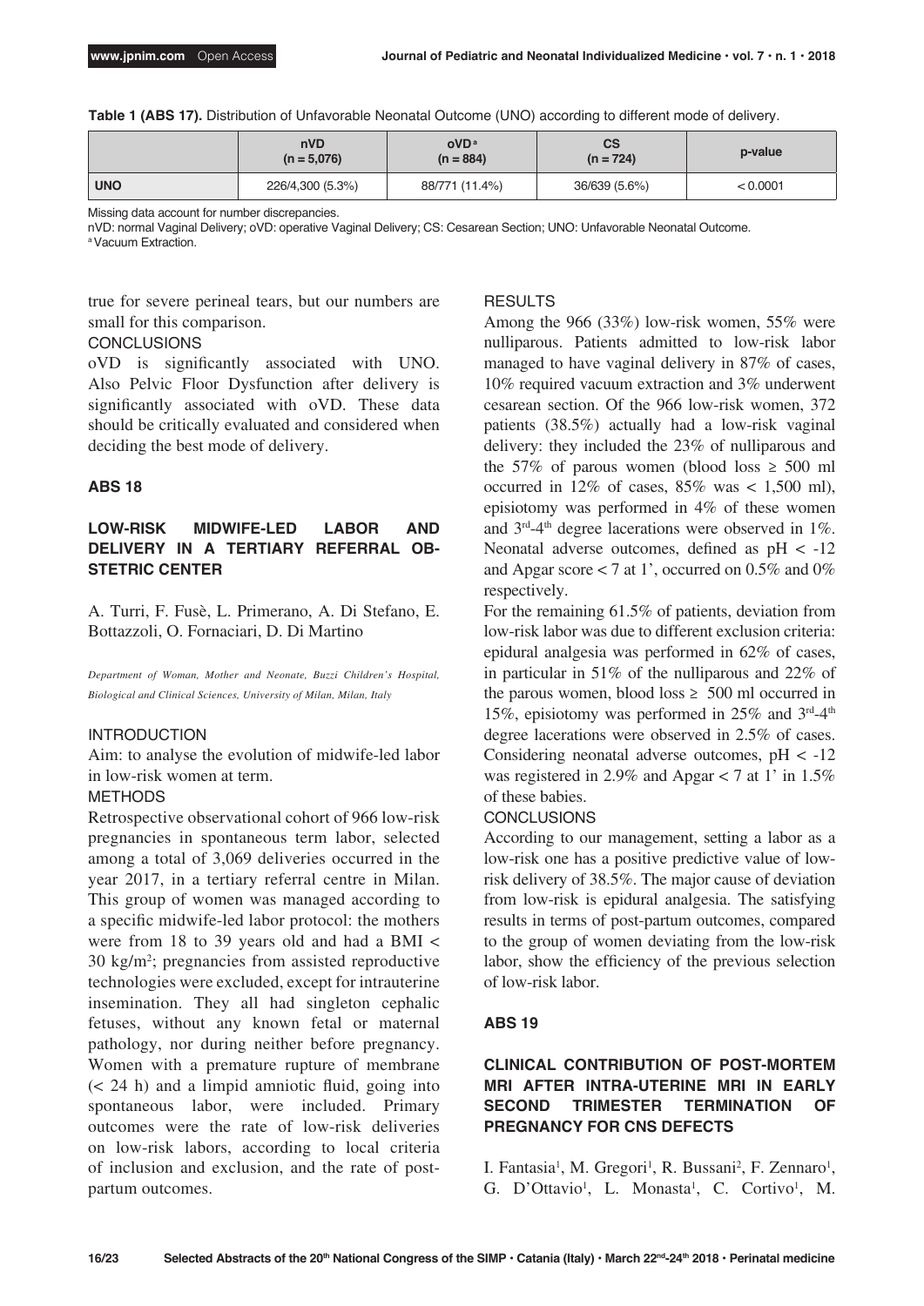**Table 1 (ABS 17).** Distribution of Unfavorable Neonatal Outcome (UNO) according to different mode of delivery.

| | nVD (n = 5,076) | oVD[a] (n = 884) | CS (n = 724) | p-value |
|---|---|---|---|---|
| **UNO** | 226/4,300 (5.3%) | 88/771 (11.4%) | 36/639 (5.6%) | < 0.0001 |

Missing data account for number discrepancies.
nVD: normal Vaginal Delivery; oVD: operative Vaginal Delivery; CS: Cesarean Section; UNO: Unfavorable Neonatal Outcome.
[a] Vacuum Extraction.

true for severe perineal tears, but our numbers are small for this comparison.

CONCLUSIONS

oVD is significantly associated with UNO. Also Pelvic Floor Dysfunction after delivery is significantly associated with oVD. These data should be critically evaluated and considered when deciding the best mode of delivery.

## ABS 18

## LOW-RISK MIDWIFE-LED LABOR AND DELIVERY IN A TERTIARY REFERRAL OBSTETRIC CENTER

A. Turri, F. Fusè, L. Primerano, A. Di Stefano, E. Bottazzoli, O. Fornaciari, D. Di Martino

*Department of Woman, Mother and Neonate, Buzzi Children's Hospital, Biological and Clinical Sciences, University of Milan, Milan, Italy*

INTRODUCTION

Aim: to analyse the evolution of midwife-led labor in low-risk women at term.

METHODS

Retrospective observational cohort of 966 low-risk pregnancies in spontaneous term labor, selected among a total of 3,069 deliveries occurred in the year 2017, in a tertiary referral centre in Milan. This group of women was managed according to a specific midwife-led labor protocol: the mothers were from 18 to 39 years old and had a BMI < 30 kg/m$^2$; pregnancies from assisted reproductive technologies were excluded, except for intrauterine insemination. They all had singleton cephalic fetuses, without any known fetal or maternal pathology, nor during neither before pregnancy. Women with a premature rupture of membrane (< 24 h) and a limpid amniotic fluid, going into spontaneous labor, were included. Primary outcomes were the rate of low-risk deliveries on low-risk labors, according to local criteria of inclusion and exclusion, and the rate of post-partum outcomes.

RESULTS

Among the 966 (33%) low-risk women, 55% were nulliparous. Patients admitted to low-risk labor managed to have vaginal delivery in 87% of cases, 10% required vacuum extraction and 3% underwent cesarean section. Of the 966 low-risk women, 372 patients (38.5%) actually had a low-risk vaginal delivery: they included the 23% of nulliparous and the 57% of parous women (blood loss ≥ 500 ml occurred in 12% of cases, 85% was < 1,500 ml), episiotomy was performed in 4% of these women and 3$^{rd}$-4$^{th}$ degree lacerations were observed in 1%. Neonatal adverse outcomes, defined as pH < -12 and Apgar score < 7 at 1', occurred on 0.5% and 0% respectively.

For the remaining 61.5% of patients, deviation from low-risk labor was due to different exclusion criteria: epidural analgesia was performed in 62% of cases, in particular in 51% of the nulliparous and 22% of the parous women, blood loss ≥ 500 ml occurred in 15%, episiotomy was performed in 25% and 3$^{rd}$-4$^{th}$ degree lacerations were observed in 2.5% of cases. Considering neonatal adverse outcomes, pH < -12 was registered in 2.9% and Apgar < 7 at 1' in 1.5% of these babies.

CONCLUSIONS

According to our management, setting a labor as a low-risk one has a positive predictive value of low-risk delivery of 38.5%. The major cause of deviation from low-risk is epidural analgesia. The satisfying results in terms of post-partum outcomes, compared to the group of women deviating from the low-risk labor, show the efficiency of the previous selection of low-risk labor.

## ABS 19

## CLINICAL CONTRIBUTION OF POST-MORTEM MRI AFTER INTRA-UTERINE MRI IN EARLY SECOND TRIMESTER TERMINATION OF PREGNANCY FOR CNS DEFECTS

I. Fantasia[1], M. Gregori[1], R. Bussani[2], F. Zennaro[1], G. D'Ottavio[1], L. Monasta[1], C. Cortivo[1], M.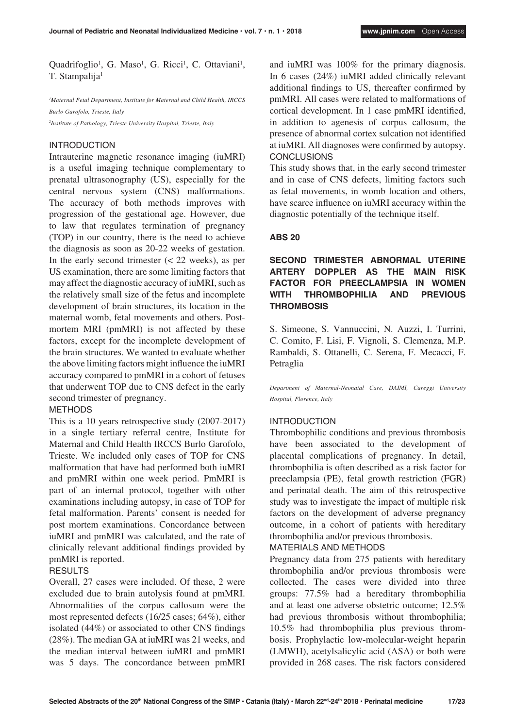Quadrifoglio[1], G. Maso[1], G. Ricci[1], C. Ottaviani[1], T. Stampalija[1]

*[1]Maternal Fetal Department, Institute for Maternal and Child Health, IRCCS Burlo Garofolo, Trieste, Italy*

*[2]Institute of Pathology, Trieste University Hospital, Trieste, Italy*

### INTRODUCTION

Intrauterine magnetic resonance imaging (iuMRI) is a useful imaging technique complementary to prenatal ultrasonography (US), especially for the central nervous system (CNS) malformations. The accuracy of both methods improves with progression of the gestational age. However, due to law that regulates termination of pregnancy (TOP) in our country, there is the need to achieve the diagnosis as soon as 20-22 weeks of gestation. In the early second trimester (< 22 weeks), as per US examination, there are some limiting factors that may affect the diagnostic accuracy of iuMRI, such as the relatively small size of the fetus and incomplete development of brain structures, its location in the maternal womb, fetal movements and others. Post-mortem MRI (pmMRI) is not affected by these factors, except for the incomplete development of the brain structures. We wanted to evaluate whether the above limiting factors might influence the iuMRI accuracy compared to pmMRI in a cohort of fetuses that underwent TOP due to CNS defect in the early second trimester of pregnancy.

### METHODS

This is a 10 years retrospective study (2007-2017) in a single tertiary referral centre, Institute for Maternal and Child Health IRCCS Burlo Garofolo, Trieste. We included only cases of TOP for CNS malformation that have had performed both iuMRI and pmMRI within one week period. PmMRI is part of an internal protocol, together with other examinations including autopsy, in case of TOP for fetal malformation. Parents' consent is needed for post mortem examinations. Concordance between iuMRI and pmMRI was calculated, and the rate of clinically relevant additional findings provided by pmMRI is reported.

### RESULTS

Overall, 27 cases were included. Of these, 2 were excluded due to brain autolysis found at pmMRI. Abnormalities of the corpus callosum were the most represented defects (16/25 cases; 64%), either isolated (44%) or associated to other CNS findings (28%). The median GA at iuMRI was 21 weeks, and the median interval between iuMRI and pmMRI was 5 days. The concordance between pmMRI and iuMRI was 100% for the primary diagnosis. In 6 cases (24%) iuMRI added clinically relevant additional findings to US, thereafter confirmed by pmMRI. All cases were related to malformations of cortical development. In 1 case pmMRI identified, in addition to agenesis of corpus callosum, the presence of abnormal cortex sulcation not identified at iuMRI. All diagnoses were confirmed by autopsy.

### CONCLUSIONS

This study shows that, in the early second trimester and in case of CNS defects, limiting factors such as fetal movements, in womb location and others, have scarce influence on iuMRI accuracy within the diagnostic potentially of the technique itself.

## ABS 20

## SECOND TRIMESTER ABNORMAL UTERINE ARTERY DOPPLER AS THE MAIN RISK FACTOR FOR PREECLAMPSIA IN WOMEN WITH THROMBOPHILIA AND PREVIOUS THROMBOSIS

S. Simeone, S. Vannuccini, N. Auzzi, I. Turrini, C. Comito, F. Lisi, F. Vignoli, S. Clemenza, M.P. Rambaldi, S. Ottanelli, C. Serena, F. Mecacci, F. Petraglia

*Department of Maternal-Neonatal Care, DAIMI, Careggi University Hospital, Florence, Italy*

### INTRODUCTION

Thrombophilic conditions and previous thrombosis have been associated to the development of placental complications of pregnancy. In detail, thrombophilia is often described as a risk factor for preeclampsia (PE), fetal growth restriction (FGR) and perinatal death. The aim of this retrospective study was to investigate the impact of multiple risk factors on the development of adverse pregnancy outcome, in a cohort of patients with hereditary thrombophilia and/or previous thrombosis.

### MATERIALS AND METHODS

Pregnancy data from 275 patients with hereditary thrombophilia and/or previous thrombosis were collected. The cases were divided into three groups: 77.5% had a hereditary thrombophilia and at least one adverse obstetric outcome; 12.5% had previous thrombosis without thrombophilia; 10.5% had thrombophilia plus previous thrombosis. Prophylactic low-molecular-weight heparin (LMWH), acetylsalicylic acid (ASA) or both were provided in 268 cases. The risk factors considered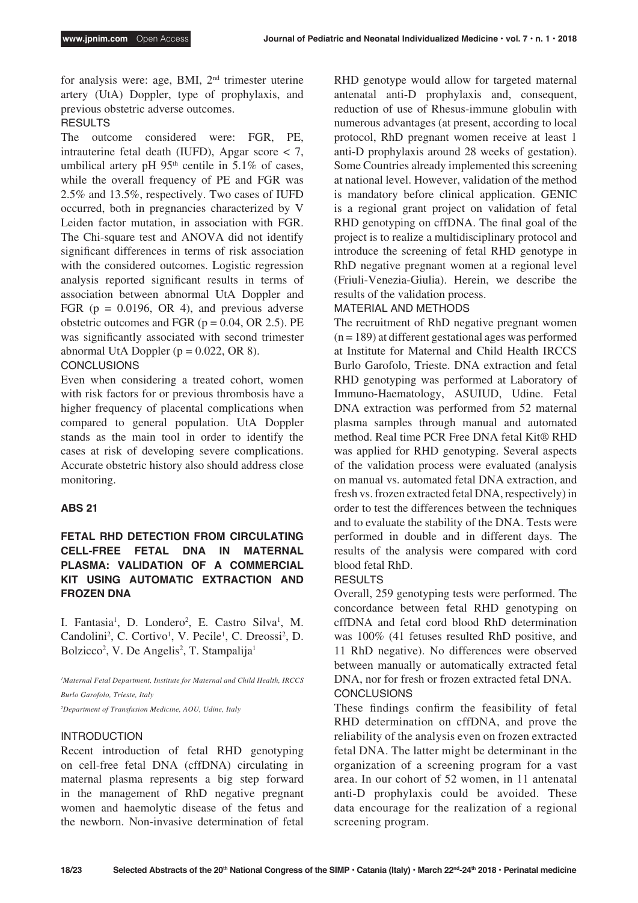for analysis were: age, BMI, 2nd trimester uterine artery (UtA) Doppler, type of prophylaxis, and previous obstetric adverse outcomes.

RESULTS

The outcome considered were: FGR, PE, intrauterine fetal death (IUFD), Apgar score < 7, umbilical artery pH 95th centile in 5.1% of cases, while the overall frequency of PE and FGR was 2.5% and 13.5%, respectively. Two cases of IUFD occurred, both in pregnancies characterized by V Leiden factor mutation, in association with FGR. The Chi-square test and ANOVA did not identify significant differences in terms of risk association with the considered outcomes. Logistic regression analysis reported significant results in terms of association between abnormal UtA Doppler and FGR ($p = 0.0196$, OR 4), and previous adverse obstetric outcomes and FGR ($p = 0.04$, OR 2.5). PE was significantly associated with second trimester abnormal UtA Doppler ($p = 0.022$, OR 8).

CONCLUSIONS

Even when considering a treated cohort, women with risk factors for or previous thrombosis have a higher frequency of placental complications when compared to general population. UtA Doppler stands as the main tool in order to identify the cases at risk of developing severe complications. Accurate obstetric history also should address close monitoring.

## ABS 21

### FETAL RHD DETECTION FROM CIRCULATING CELL-FREE FETAL DNA IN MATERNAL PLASMA: VALIDATION OF A COMMERCIAL KIT USING AUTOMATIC EXTRACTION AND FROZEN DNA

I. Fantasia[1], D. Londero[2], E. Castro Silva[1], M. Candolini[2], C. Cortivo[1], V. Pecile[1], C. Dreossi[2], D. Bolzicco[2], V. De Angelis[2], T. Stampalija[1]

*[1]Maternal Fetal Department, Institute for Maternal and Child Health, IRCCS Burlo Garofolo, Trieste, Italy*

*[2]Department of Transfusion Medicine, AOU, Udine, Italy*

INTRODUCTION

Recent introduction of fetal RHD genotyping on cell-free fetal DNA (cffDNA) circulating in maternal plasma represents a big step forward in the management of RhD negative pregnant women and haemolytic disease of the fetus and the newborn. Non-invasive determination of fetal RHD genotype would allow for targeted maternal antenatal anti-D prophylaxis and, consequent, reduction of use of Rhesus-immune globulin with numerous advantages (at present, according to local protocol, RhD pregnant women receive at least 1 anti-D prophylaxis around 28 weeks of gestation). Some Countries already implemented this screening at national level. However, validation of the method is mandatory before clinical application. GENIC is a regional grant project on validation of fetal RHD genotyping on cffDNA. The final goal of the project is to realize a multidisciplinary protocol and introduce the screening of fetal RHD genotype in RhD negative pregnant women at a regional level (Friuli-Venezia-Giulia). Herein, we describe the results of the validation process.

MATERIAL AND METHODS

The recruitment of RhD negative pregnant women (n = 189) at different gestational ages was performed at Institute for Maternal and Child Health IRCCS Burlo Garofolo, Trieste. DNA extraction and fetal RHD genotyping was performed at Laboratory of Immuno-Haematology, ASUIUD, Udine. Fetal DNA extraction was performed from 52 maternal plasma samples through manual and automated method. Real time PCR Free DNA fetal Kit® RHD was applied for RHD genotyping. Several aspects of the validation process were evaluated (analysis on manual vs. automated fetal DNA extraction, and fresh vs. frozen extracted fetal DNA, respectively) in order to test the differences between the techniques and to evaluate the stability of the DNA. Tests were performed in double and in different days. The results of the analysis were compared with cord blood fetal RhD.

RESULTS

Overall, 259 genotyping tests were performed. The concordance between fetal RHD genotyping on cffDNA and fetal cord blood RhD determination was 100% (41 fetuses resulted RhD positive, and 11 RhD negative). No differences were observed between manually or automatically extracted fetal DNA, nor for fresh or frozen extracted fetal DNA.

CONCLUSIONS

These findings confirm the feasibility of fetal RHD determination on cffDNA, and prove the reliability of the analysis even on frozen extracted fetal DNA. The latter might be determinant in the organization of a screening program for a vast area. In our cohort of 52 women, in 11 antenatal anti-D prophylaxis could be avoided. These data encourage for the realization of a regional screening program.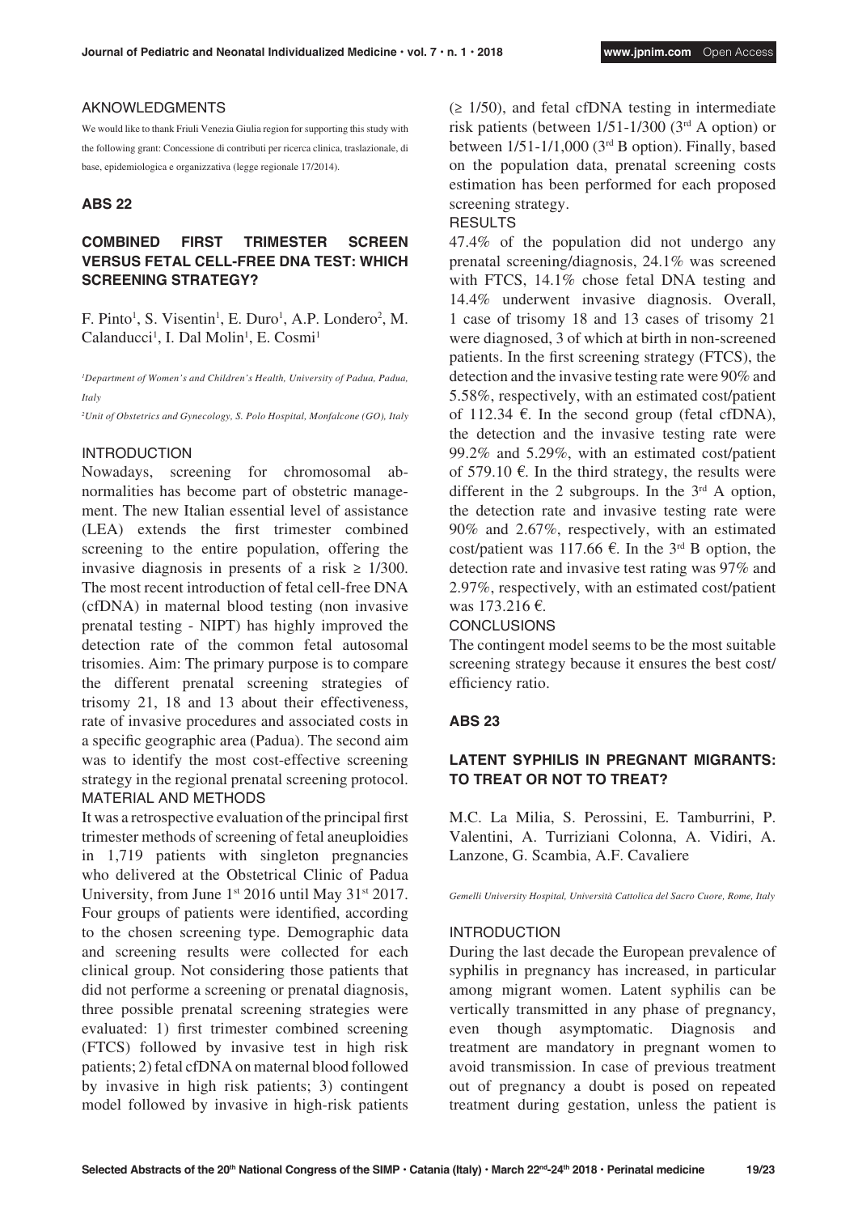## AKNOWLEDGMENTS

We would like to thank Friuli Venezia Giulia region for supporting this study with the following grant: Concessione di contributi per ricerca clinica, traslazionale, di base, epidemiologica e organizzativa (legge regionale 17/2014).

## ABS 22

### COMBINED FIRST TRIMESTER SCREEN VERSUS FETAL CELL-FREE DNA TEST: WHICH SCREENING STRATEGY?

F. Pinto[1], S. Visentin[1], E. Duro[1], A.P. Londero[2], M. Calanducci[1], I. Dal Molin[1], E. Cosmi[1]

*[1]Department of Women's and Children's Health, University of Padua, Padua, Italy*

*[2]Unit of Obstetrics and Gynecology, S. Polo Hospital, Monfalcone (GO), Italy*

#### INTRODUCTION

Nowadays, screening for chromosomal abnormalities has become part of obstetric management. The new Italian essential level of assistance (LEA) extends the first trimester combined screening to the entire population, offering the invasive diagnosis in presents of a risk ≥ 1/300. The most recent introduction of fetal cell-free DNA (cfDNA) in maternal blood testing (non invasive prenatal testing - NIPT) has highly improved the detection rate of the common fetal autosomal trisomies. Aim: The primary purpose is to compare the different prenatal screening strategies of trisomy 21, 18 and 13 about their effectiveness, rate of invasive procedures and associated costs in a specific geographic area (Padua). The second aim was to identify the most cost-effective screening strategy in the regional prenatal screening protocol.

#### MATERIAL AND METHODS

It was a retrospective evaluation of the principal first trimester methods of screening of fetal aneuploidies in 1,719 patients with singleton pregnancies who delivered at the Obstetrical Clinic of Padua University, from June 1st 2016 until May 31st 2017. Four groups of patients were identified, according to the chosen screening type. Demographic data and screening results were collected for each clinical group. Not considering those patients that did not performe a screening or prenatal diagnosis, three possible prenatal screening strategies were evaluated: 1) first trimester combined screening (FTCS) followed by invasive test in high risk patients; 2) fetal cfDNA on maternal blood followed by invasive in high risk patients; 3) contingent model followed by invasive in high-risk patients (≥ 1/50), and fetal cfDNA testing in intermediate risk patients (between 1/51-1/300 (3rd A option) or between 1/51-1/1,000 (3rd B option). Finally, based on the population data, prenatal screening costs estimation has been performed for each proposed screening strategy.

#### RESULTS

47.4% of the population did not undergo any prenatal screening/diagnosis, 24.1% was screened with FTCS, 14.1% chose fetal DNA testing and 14.4% underwent invasive diagnosis. Overall, 1 case of trisomy 18 and 13 cases of trisomy 21 were diagnosed, 3 of which at birth in non-screened patients. In the first screening strategy (FTCS), the detection and the invasive testing rate were 90% and 5.58%, respectively, with an estimated cost/patient of 112.34 €. In the second group (fetal cfDNA), the detection and the invasive testing rate were 99.2% and 5.29%, with an estimated cost/patient of 579.10 €. In the third strategy, the results were different in the 2 subgroups. In the 3rd A option, the detection rate and invasive testing rate were 90% and 2.67%, respectively, with an estimated cost/patient was 117.66 €. In the 3rd B option, the detection rate and invasive test rating was 97% and 2.97%, respectively, with an estimated cost/patient was 173.216 €.

#### CONCLUSIONS

The contingent model seems to be the most suitable screening strategy because it ensures the best cost/efficiency ratio.

## ABS 23

### LATENT SYPHILIS IN PREGNANT MIGRANTS: TO TREAT OR NOT TO TREAT?

M.C. La Milia, S. Perossini, E. Tamburrini, P. Valentini, A. Turriziani Colonna, A. Vidiri, A. Lanzone, G. Scambia, A.F. Cavaliere

*Gemelli University Hospital, Università Cattolica del Sacro Cuore, Rome, Italy*

#### INTRODUCTION

During the last decade the European prevalence of syphilis in pregnancy has increased, in particular among migrant women. Latent syphilis can be vertically transmitted in any phase of pregnancy, even though asymptomatic. Diagnosis and treatment are mandatory in pregnant women to avoid transmission. In case of previous treatment out of pregnancy a doubt is posed on repeated treatment during gestation, unless the patient is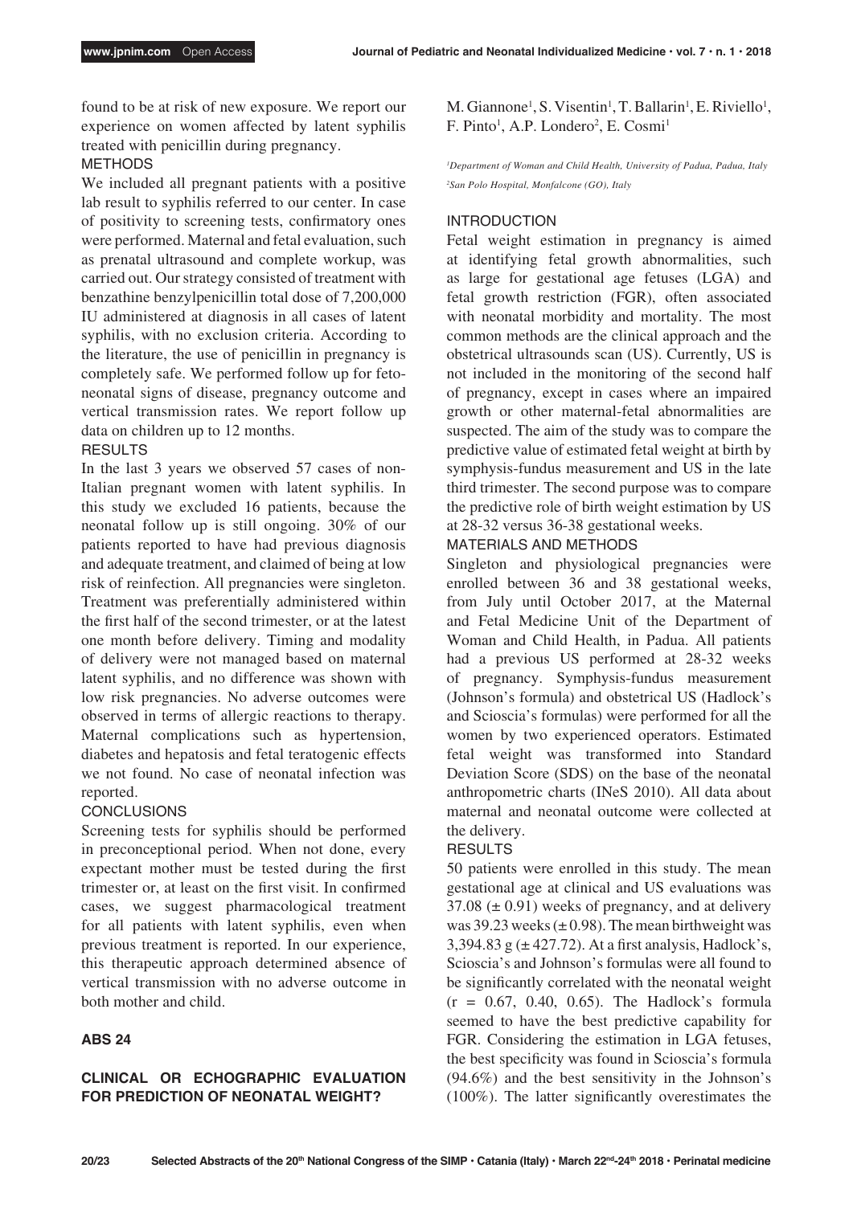found to be at risk of new exposure. We report our experience on women affected by latent syphilis treated with penicillin during pregnancy.

METHODS

We included all pregnant patients with a positive lab result to syphilis referred to our center. In case of positivity to screening tests, confirmatory ones were performed. Maternal and fetal evaluation, such as prenatal ultrasound and complete workup, was carried out. Our strategy consisted of treatment with benzathine benzylpenicillin total dose of 7,200,000 IU administered at diagnosis in all cases of latent syphilis, with no exclusion criteria. According to the literature, the use of penicillin in pregnancy is completely safe. We performed follow up for feto-neonatal signs of disease, pregnancy outcome and vertical transmission rates. We report follow up data on children up to 12 months.

RESULTS

In the last 3 years we observed 57 cases of non-Italian pregnant women with latent syphilis. In this study we excluded 16 patients, because the neonatal follow up is still ongoing. 30% of our patients reported to have had previous diagnosis and adequate treatment, and claimed of being at low risk of reinfection. All pregnancies were singleton. Treatment was preferentially administered within the first half of the second trimester, or at the latest one month before delivery. Timing and modality of delivery were not managed based on maternal latent syphilis, and no difference was shown with low risk pregnancies. No adverse outcomes were observed in terms of allergic reactions to therapy. Maternal complications such as hypertension, diabetes and hepatosis and fetal teratogenic effects we not found. No case of neonatal infection was reported.

CONCLUSIONS

Screening tests for syphilis should be performed in preconceptional period. When not done, every expectant mother must be tested during the first trimester or, at least on the first visit. In confirmed cases, we suggest pharmacological treatment for all patients with latent syphilis, even when previous treatment is reported. In our experience, this therapeutic approach determined absence of vertical transmission with no adverse outcome in both mother and child.

## ABS 24

## CLINICAL OR ECHOGRAPHIC EVALUATION FOR PREDICTION OF NEONATAL WEIGHT?

M. Giannone[1], S. Visentin[1], T. Ballarin[1], E. Riviello[1], F. Pinto[1], A.P. Londero[2], E. Cosmi[1]

*[1]Department of Woman and Child Health, University of Padua, Padua, Italy*
*[2]San Polo Hospital, Monfalcone (GO), Italy*

INTRODUCTION

Fetal weight estimation in pregnancy is aimed at identifying fetal growth abnormalities, such as large for gestational age fetuses (LGA) and fetal growth restriction (FGR), often associated with neonatal morbidity and mortality. The most common methods are the clinical approach and the obstetrical ultrasounds scan (US). Currently, US is not included in the monitoring of the second half of pregnancy, except in cases where an impaired growth or other maternal-fetal abnormalities are suspected. The aim of the study was to compare the predictive value of estimated fetal weight at birth by symphysis-fundus measurement and US in the late third trimester. The second purpose was to compare the predictive role of birth weight estimation by US at 28-32 versus 36-38 gestational weeks.

MATERIALS AND METHODS

Singleton and physiological pregnancies were enrolled between 36 and 38 gestational weeks, from July until October 2017, at the Maternal and Fetal Medicine Unit of the Department of Woman and Child Health, in Padua. All patients had a previous US performed at 28-32 weeks of pregnancy. Symphysis-fundus measurement (Johnson's formula) and obstetrical US (Hadlock's and Scioscia's formulas) were performed for all the women by two experienced operators. Estimated fetal weight was transformed into Standard Deviation Score (SDS) on the base of the neonatal anthropometric charts (INeS 2010). All data about maternal and neonatal outcome were collected at the delivery.

RESULTS

50 patients were enrolled in this study. The mean gestational age at clinical and US evaluations was 37.08 ($\pm$ 0.91) weeks of pregnancy, and at delivery was 39.23 weeks ($\pm$ 0.98). The mean birthweight was 3,394.83 g ($\pm$ 427.72). At a first analysis, Hadlock's, Scioscia's and Johnson's formulas were all found to be significantly correlated with the neonatal weight ($r$ = 0.67, 0.40, 0.65). The Hadlock's formula seemed to have the best predictive capability for FGR. Considering the estimation in LGA fetuses, the best specificity was found in Scioscia's formula (94.6%) and the best sensitivity in the Johnson's (100%). The latter significantly overestimates the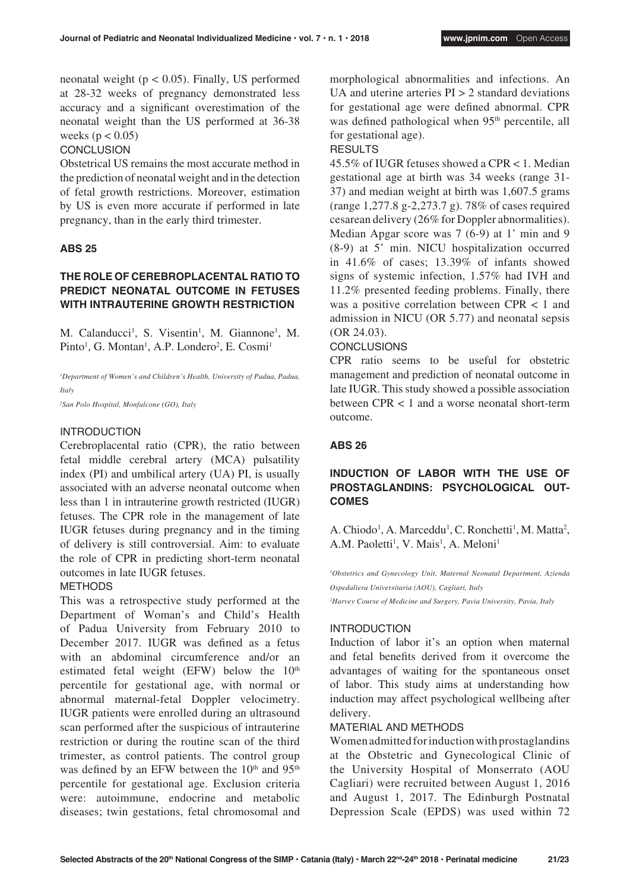neonatal weight ($p < 0.05$). Finally, US performed at 28-32 weeks of pregnancy demonstrated less accuracy and a significant overestimation of the neonatal weight than the US performed at 36-38 weeks ($p < 0.05$)

CONCLUSION

Obstetrical US remains the most accurate method in the prediction of neonatal weight and in the detection of fetal growth restrictions. Moreover, estimation by US is even more accurate if performed in late pregnancy, than in the early third trimester.

## ABS 25

### THE ROLE OF CEREBROPLACENTAL RATIO TO PREDICT NEONATAL OUTCOME IN FETUSES WITH INTRAUTERINE GROWTH RESTRICTION

M. Calanducci[1], S. Visentin[1], M. Giannone[1], M. Pinto[1], G. Montan[1], A.P. Londero[2], E. Cosmi[1]

*[1]Department of Women's and Children's Health, University of Padua, Padua, Italy*

*[2]San Polo Hospital, Monfalcone (GO), Italy*

INTRODUCTION

Cerebroplacental ratio (CPR), the ratio between fetal middle cerebral artery (MCA) pulsatility index (PI) and umbilical artery (UA) PI, is usually associated with an adverse neonatal outcome when less than 1 in intrauterine growth restricted (IUGR) fetuses. The CPR role in the management of late IUGR fetuses during pregnancy and in the timing of delivery is still controversial. Aim: to evaluate the role of CPR in predicting short-term neonatal outcomes in late IUGR fetuses.

METHODS

This was a retrospective study performed at the Department of Woman's and Child's Health of Padua University from February 2010 to December 2017. IUGR was defined as a fetus with an abdominal circumference and/or an estimated fetal weight (EFW) below the 10th percentile for gestational age, with normal or abnormal maternal-fetal Doppler velocimetry. IUGR patients were enrolled during an ultrasound scan performed after the suspicious of intrauterine restriction or during the routine scan of the third trimester, as control patients. The control group was defined by an EFW between the 10th and 95th percentile for gestational age. Exclusion criteria were: autoimmune, endocrine and metabolic diseases; twin gestations, fetal chromosomal and morphological abnormalities and infections. An UA and uterine arteries PI > 2 standard deviations for gestational age were defined abnormal. CPR was defined pathological when 95th percentile, all for gestational age).

RESULTS

45.5% of IUGR fetuses showed a CPR < 1. Median gestational age at birth was 34 weeks (range 31-37) and median weight at birth was 1,607.5 grams (range 1,277.8 g-2,273.7 g). 78% of cases required cesarean delivery (26% for Doppler abnormalities). Median Apgar score was 7 (6-9) at 1' min and 9 (8-9) at 5' min. NICU hospitalization occurred in 41.6% of cases; 13.39% of infants showed signs of systemic infection, 1.57% had IVH and 11.2% presented feeding problems. Finally, there was a positive correlation between CPR < 1 and admission in NICU (OR 5.77) and neonatal sepsis (OR 24.03).

CONCLUSIONS

CPR ratio seems to be useful for obstetric management and prediction of neonatal outcome in late IUGR. This study showed a possible association between CPR < 1 and a worse neonatal short-term outcome.

## ABS 26

### INDUCTION OF LABOR WITH THE USE OF PROSTAGLANDINS: PSYCHOLOGICAL OUTCOMES

A. Chiodo[1], A. Marceddu[1], C. Ronchetti[1], M. Matta[2], A.M. Paoletti[1], V. Mais[1], A. Meloni[1]

*[1]Obstetrics and Gynecology Unit, Maternal Neonatal Department, Azienda Ospedaliera Universitaria (AOU), Cagliari, Italy*

*[2]Harvey Course of Medicine and Surgery, Pavia University, Pavia, Italy*

INTRODUCTION

Induction of labor it's an option when maternal and fetal benefits derived from it overcome the advantages of waiting for the spontaneous onset of labor. This study aims at understanding how induction may affect psychological wellbeing after delivery.

MATERIAL AND METHODS

Women admitted for induction with prostaglandins at the Obstetric and Gynecological Clinic of the University Hospital of Monserrato (AOU Cagliari) were recruited between August 1, 2016 and August 1, 2017. The Edinburgh Postnatal Depression Scale (EPDS) was used within 72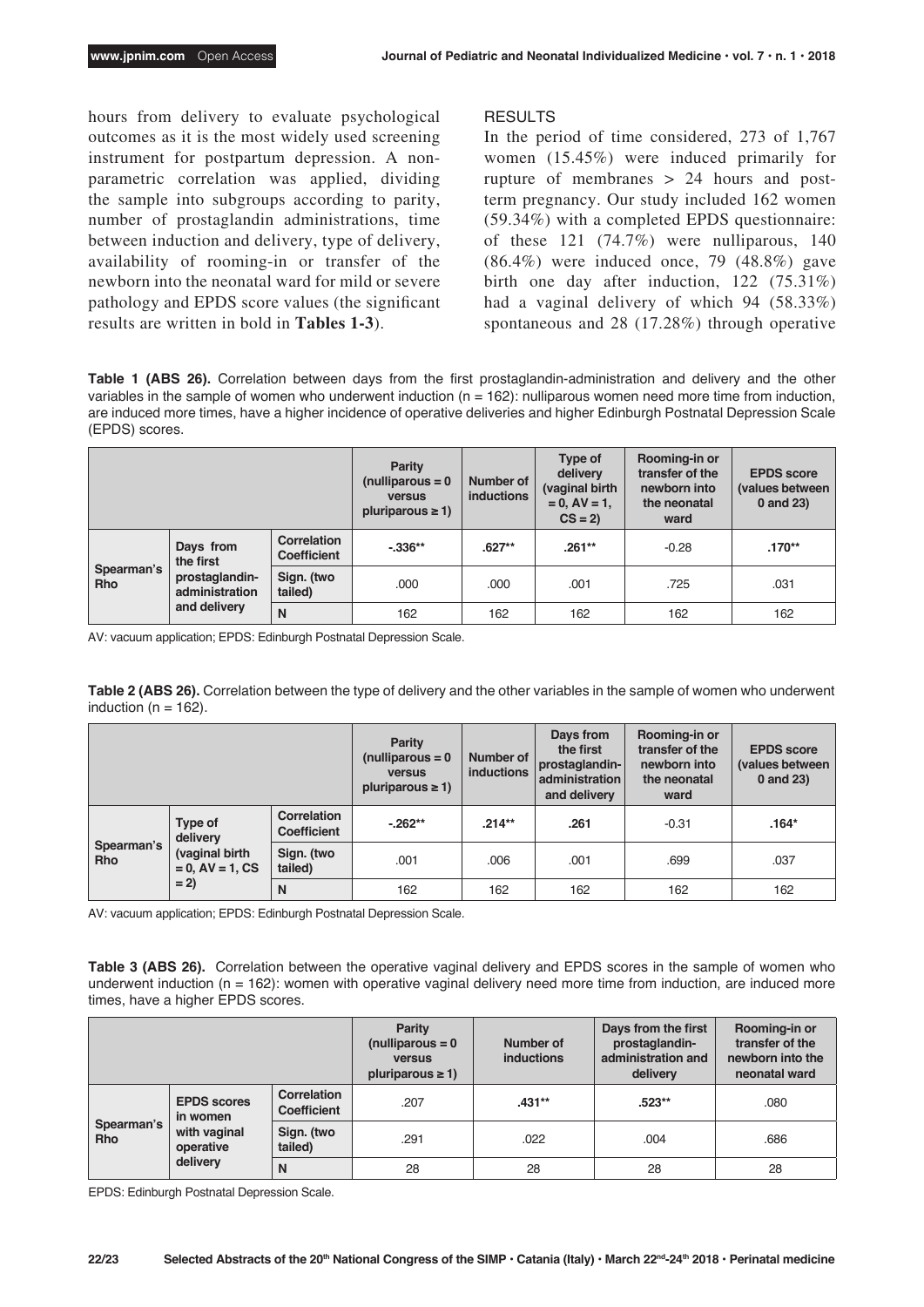hours from delivery to evaluate psychological outcomes as it is the most widely used screening instrument for postpartum depression. A non-parametric correlation was applied, dividing the sample into subgroups according to parity, number of prostaglandin administrations, time between induction and delivery, type of delivery, availability of rooming-in or transfer of the newborn into the neonatal ward for mild or severe pathology and EPDS score values (the significant results are written in bold in **Tables 1-3**).

## RESULTS

In the period of time considered, 273 of 1,767 women (15.45%) were induced primarily for rupture of membranes > 24 hours and post-term pregnancy. Our study included 162 women (59.34%) with a completed EPDS questionnaire: of these 121 (74.7%) were nulliparous, 140 (86.4%) were induced once, 79 (48.8%) gave birth one day after induction, 122 (75.31%) had a vaginal delivery of which 94 (58.33%) spontaneous and 28 (17.28%) through operative

**Table 1 (ABS 26).** Correlation between days from the first prostaglandin-administration and delivery and the other variables in the sample of women who underwent induction (n = 162): nulliparous women need more time from induction, are induced more times, have a higher incidence of operative deliveries and higher Edinburgh Postnatal Depression Scale (EPDS) scores.

| | | | Parity (nulliparous = 0 versus pluriparous ≥ 1) | Number of inductions | Type of delivery (vaginal birth = 0, AV = 1, CS = 2) | Rooming-in or transfer of the newborn into the neonatal ward | EPDS score (values between 0 and 23) |
|---|---|---|---|---|---|---|---|
| Spearman's Rho | Days from the first prostaglandin-administration and delivery | Correlation Coefficient | **-.336**** | **.627**** | **.261**** | -0.28 | **.170**** |
| | | Sign. (two tailed) | .000 | .000 | .001 | .725 | .031 |
| | | N | 162 | 162 | 162 | 162 | 162 |

AV: vacuum application; EPDS: Edinburgh Postnatal Depression Scale.

**Table 2 (ABS 26).** Correlation between the type of delivery and the other variables in the sample of women who underwent induction (n = 162).

| | | | Parity (nulliparous = 0 versus pluriparous ≥ 1) | Number of inductions | Days from the first prostaglandin-administration and delivery | Rooming-in or transfer of the newborn into the neonatal ward | EPDS score (values between 0 and 23) |
|---|---|---|---|---|---|---|---|
| Spearman's Rho | Type of delivery (vaginal birth = 0, AV = 1, CS = 2) | Correlation Coefficient | **-.262**** | **.214**** | **.261** | -0.31 | **.164*** |
| | | Sign. (two tailed) | .001 | .006 | .001 | .699 | .037 |
| | | N | 162 | 162 | 162 | 162 | 162 |

AV: vacuum application; EPDS: Edinburgh Postnatal Depression Scale.

**Table 3 (ABS 26).** Correlation between the operative vaginal delivery and EPDS scores in the sample of women who underwent induction (n = 162): women with operative vaginal delivery need more time from induction, are induced more times, have a higher EPDS scores.

| | | | Parity (nulliparous = 0 versus pluriparous ≥ 1) | Number of inductions | Days from the first prostaglandin-administration and delivery | Rooming-in or transfer of the newborn into the neonatal ward |
|---|---|---|---|---|---|---|
| Spearman's Rho | EPDS scores in women with vaginal operative delivery | Correlation Coefficient | .207 | **.431**** | **.523**** | .080 |
| | | Sign. (two tailed) | .291 | .022 | .004 | .686 |
| | | N | 28 | 28 | 28 | 28 |

EPDS: Edinburgh Postnatal Depression Scale.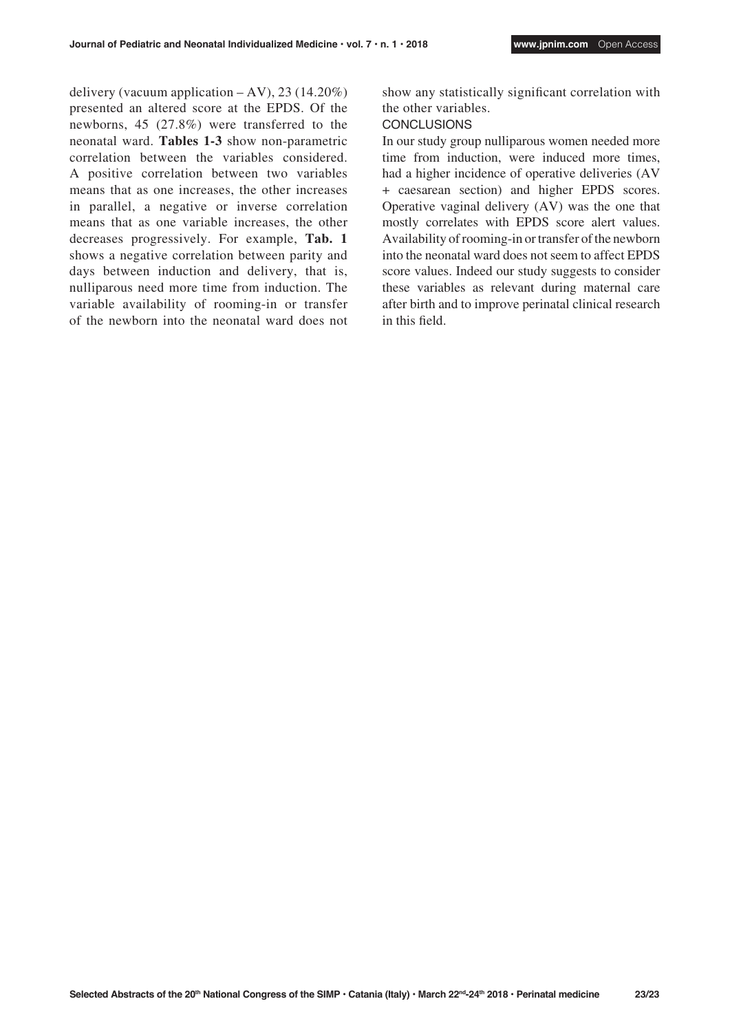delivery (vacuum application – AV), 23 (14.20%) presented an altered score at the EPDS. Of the newborns, 45 (27.8%) were transferred to the neonatal ward. **Tables 1-3** show non-parametric correlation between the variables considered. A positive correlation between two variables means that as one increases, the other increases in parallel, a negative or inverse correlation means that as one variable increases, the other decreases progressively. For example, **Tab. 1** shows a negative correlation between parity and days between induction and delivery, that is, nulliparous need more time from induction. The variable availability of rooming-in or transfer of the newborn into the neonatal ward does not show any statistically significant correlation with the other variables.

CONCLUSIONS

In our study group nulliparous women needed more time from induction, were induced more times, had a higher incidence of operative deliveries (AV + caesarean section) and higher EPDS scores. Operative vaginal delivery (AV) was the one that mostly correlates with EPDS score alert values. Availability of rooming-in or transfer of the newborn into the neonatal ward does not seem to affect EPDS score values. Indeed our study suggests to consider these variables as relevant during maternal care after birth and to improve perinatal clinical research in this field.